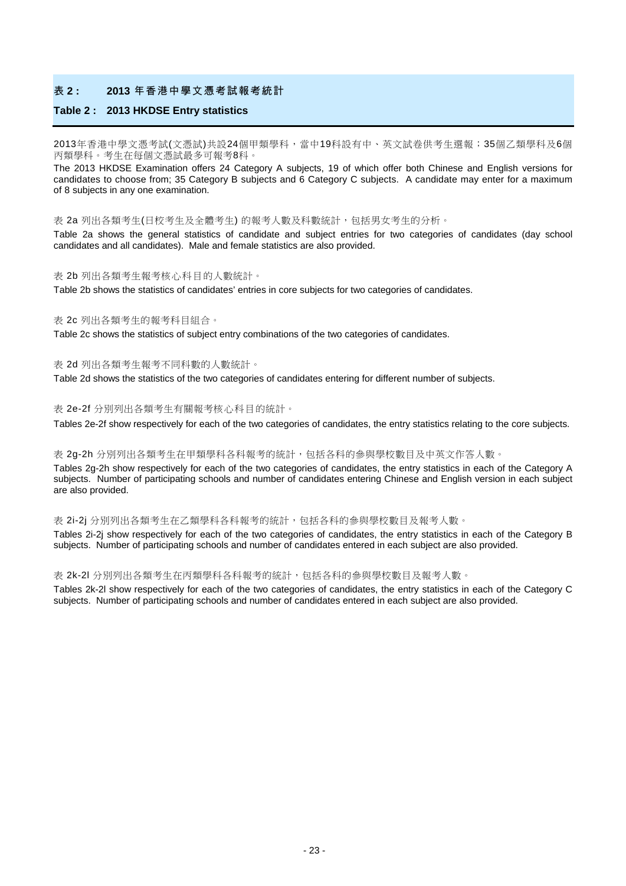## 表 2 :　2013 年香港中學文憑考試報考統計

## Table 2 :　2013 HKDSE Entry statistics

2013年香港中學文憑考試(文憑試)共設24個甲類學科，當中19科設有中、英文試卷供考生選報；35個乙類學科及6個丙類學科。考生在每個文憑試最多可報考8科。

The 2013 HKDSE Examination offers 24 Category A subjects, 19 of which offer both Chinese and English versions for candidates to choose from; 35 Category B subjects and 6 Category C subjects. A candidate may enter for a maximum of 8 subjects in any one examination.

表 2a 列出各類考生(日校考生及全體考生) 的報考人數及科數統計，包括男女考生的分析。

Table 2a shows the general statistics of candidate and subject entries for two categories of candidates (day school candidates and all candidates). Male and female statistics are also provided.

表 2b 列出各類考生報考核心科目的人數統計。

Table 2b shows the statistics of candidates' entries in core subjects for two categories of candidates.

表 2c 列出各類考生的報考科目組合。

Table 2c shows the statistics of subject entry combinations of the two categories of candidates.

表 2d 列出各類考生報考不同科數的人數統計。

Table 2d shows the statistics of the two categories of candidates entering for different number of subjects.

表 2e-2f 分別列出各類考生有關報考核心科目的統計。

Tables 2e-2f show respectively for each of the two categories of candidates, the entry statistics relating to the core subjects.

表 2g-2h 分別列出各類考生在甲類學科各科報考的統計，包括各科的參與學校數目及中英文作答人數。

Tables 2g-2h show respectively for each of the two categories of candidates, the entry statistics in each of the Category A subjects. Number of participating schools and number of candidates entering Chinese and English version in each subject are also provided.

表 2i-2j 分別列出各類考生在乙類學科各科報考的統計，包括各科的參與學校數目及報考人數。

Tables 2i-2j show respectively for each of the two categories of candidates, the entry statistics in each of the Category B subjects. Number of participating schools and number of candidates entered in each subject are also provided.

表 2k-2l 分別列出各類考生在丙類學科各科報考的統計，包括各科的參與學校數目及報考人數。

Tables 2k-2l show respectively for each of the two categories of candidates, the entry statistics in each of the Category C subjects. Number of participating schools and number of candidates entered in each subject are also provided.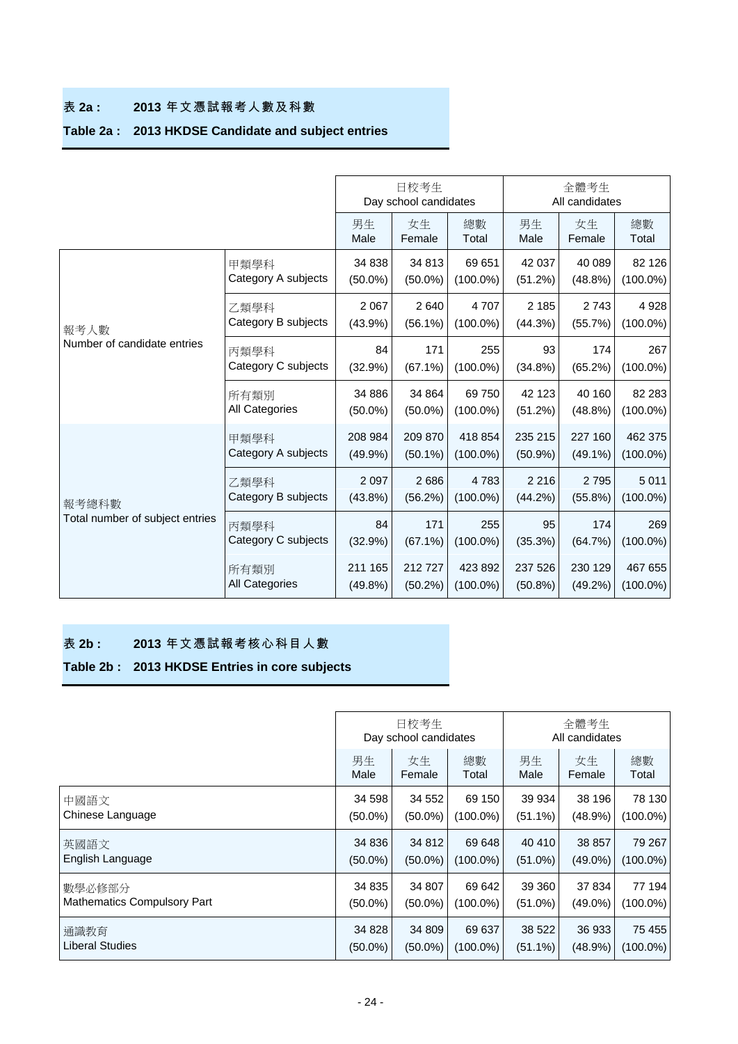### 表 2a : 2013 年文憑試報考人數及科數

### Table 2a : 2013 HKDSE Candidate and subject entries

| | | 日校考生 Day school candidates | | | 全體考生 All candidates | | |
|---|---|---|---|---|---|---|---|
| | | 男生 Male | 女生 Female | 總數 Total | 男生 Male | 女生 Female | 總數 Total |
| 報考人數 Number of candidate entries | 甲類學科 Category A subjects | 34 838 (50.0%) | 34 813 (50.0%) | 69 651 (100.0%) | 42 037 (51.2%) | 40 089 (48.8%) | 82 126 (100.0%) |
| | 乙類學科 Category B subjects | 2 067 (43.9%) | 2 640 (56.1%) | 4 707 (100.0%) | 2 185 (44.3%) | 2 743 (55.7%) | 4 928 (100.0%) |
| | 丙類學科 Category C subjects | 84 (32.9%) | 171 (67.1%) | 255 (100.0%) | 93 (34.8%) | 174 (65.2%) | 267 (100.0%) |
| | 所有類別 All Categories | 34 886 (50.0%) | 34 864 (50.0%) | 69 750 (100.0%) | 42 123 (51.2%) | 40 160 (48.8%) | 82 283 (100.0%) |
| 報考總科數 Total number of subject entries | 甲類學科 Category A subjects | 208 984 (49.9%) | 209 870 (50.1%) | 418 854 (100.0%) | 235 215 (50.9%) | 227 160 (49.1%) | 462 375 (100.0%) |
| | 乙類學科 Category B subjects | 2 097 (43.8%) | 2 686 (56.2%) | 4 783 (100.0%) | 2 216 (44.2%) | 2 795 (55.8%) | 5 011 (100.0%) |
| | 丙類學科 Category C subjects | 84 (32.9%) | 171 (67.1%) | 255 (100.0%) | 95 (35.3%) | 174 (64.7%) | 269 (100.0%) |
| | 所有類別 All Categories | 211 165 (49.8%) | 212 727 (50.2%) | 423 892 (100.0%) | 237 526 (50.8%) | 230 129 (49.2%) | 467 655 (100.0%) |

### 表 2b : 2013 年文憑試報考核心科目人數

### Table 2b : 2013 HKDSE Entries in core subjects

| | 日校考生 Day school candidates | | | 全體考生 All candidates | | |
|---|---|---|---|---|---|---|
| | 男生 Male | 女生 Female | 總數 Total | 男生 Male | 女生 Female | 總數 Total |
| 中國語文 Chinese Language | 34 598 (50.0%) | 34 552 (50.0%) | 69 150 (100.0%) | 39 934 (51.1%) | 38 196 (48.9%) | 78 130 (100.0%) |
| 英國語文 English Language | 34 836 (50.0%) | 34 812 (50.0%) | 69 648 (100.0%) | 40 410 (51.0%) | 38 857 (49.0%) | 79 267 (100.0%) |
| 數學必修部分 Mathematics Compulsory Part | 34 835 (50.0%) | 34 807 (50.0%) | 69 642 (100.0%) | 39 360 (51.0%) | 37 834 (49.0%) | 77 194 (100.0%) |
| 通識教育 Liberal Studies | 34 828 (50.0%) | 34 809 (50.0%) | 69 637 (100.0%) | 38 522 (51.1%) | 36 933 (48.9%) | 75 455 (100.0%) |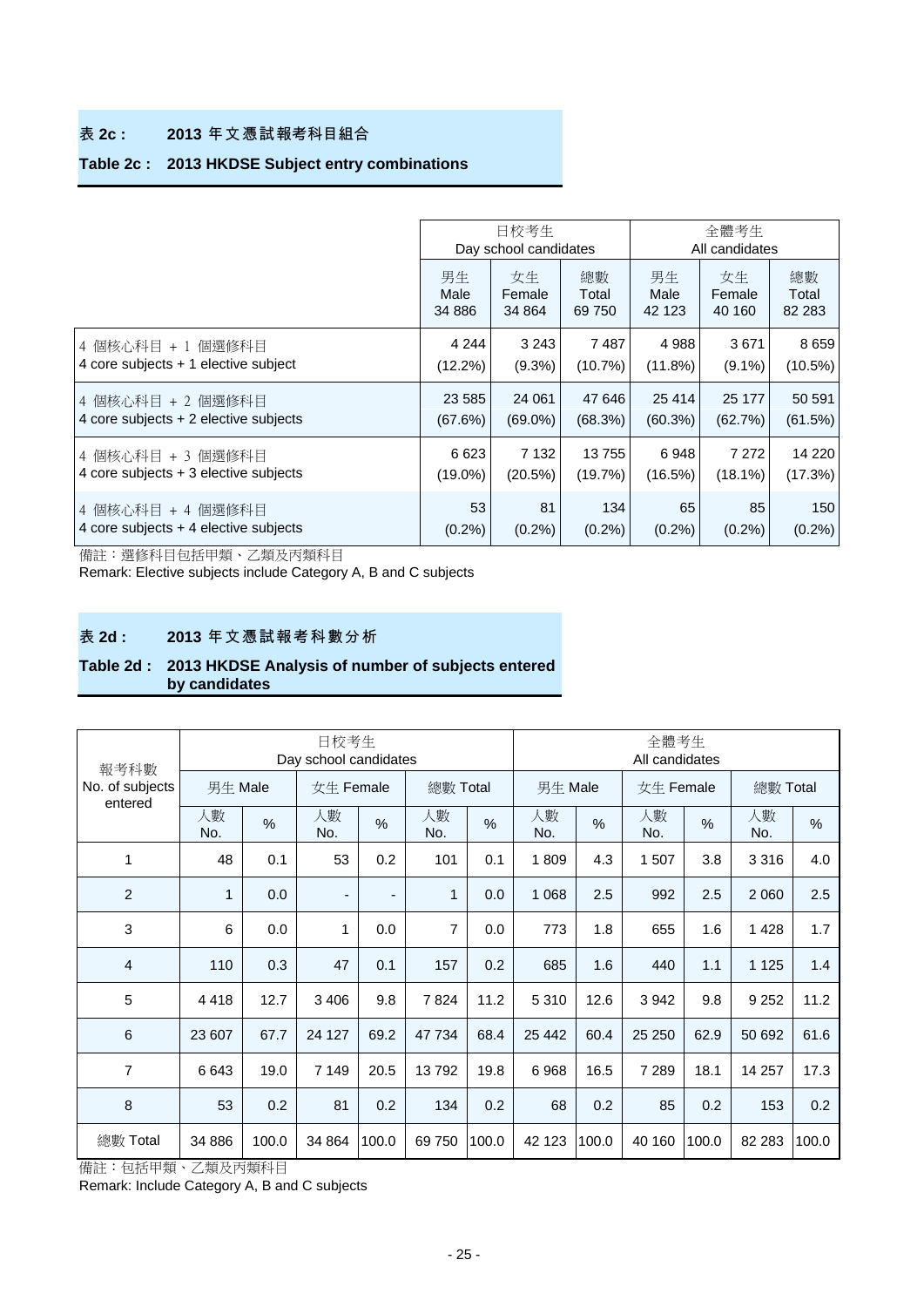## 表 2c : 2013 年文憑試報考科目組合

## Table 2c : 2013 HKDSE Subject entry combinations

| | 日校考生 Day school candidates | | | 全體考生 All candidates | | |
|---|---|---|---|---|---|---|
| | 男生 Male 34 886 | 女生 Female 34 864 | 總數 Total 69 750 | 男生 Male 42 123 | 女生 Female 40 160 | 總數 Total 82 283 |
| 4 個核心科目 + 1 個選修科目 4 core subjects + 1 elective subject | 4 244 (12.2%) | 3 243 (9.3%) | 7 487 (10.7%) | 4 988 (11.8%) | 3 671 (9.1%) | 8 659 (10.5%) |
| 4 個核心科目 + 2 個選修科目 4 core subjects + 2 elective subjects | 23 585 (67.6%) | 24 061 (69.0%) | 47 646 (68.3%) | 25 414 (60.3%) | 25 177 (62.7%) | 50 591 (61.5%) |
| 4 個核心科目 + 3 個選修科目 4 core subjects + 3 elective subjects | 6 623 (19.0%) | 7 132 (20.5%) | 13 755 (19.7%) | 6 948 (16.5%) | 7 272 (18.1%) | 14 220 (17.3%) |
| 4 個核心科目 + 4 個選修科目 4 core subjects + 4 elective subjects | 53 (0.2%) | 81 (0.2%) | 134 (0.2%) | 65 (0.2%) | 85 (0.2%) | 150 (0.2%) |

備註：選修科目包括甲類、乙類及丙類科目

Remark: Elective subjects include Category A, B and C subjects

## 表 2d : 2013 年文憑試報考科數分析

## Table 2d : 2013 HKDSE Analysis of number of subjects entered by candidates

| 報考科數 No. of subjects entered | 日校考生 Day school candidates | | | | | | 全體考生 All candidates | | | | | |
|---|---|---|---|---|---|---|---|---|---|---|---|---|
| | 男生 Male | | 女生 Female | | 總數 Total | | 男生 Male | | 女生 Female | | 總數 Total | |
| | 人數 No. | % | 人數 No. | % | 人數 No. | % | 人數 No. | % | 人數 No. | % | 人數 No. | % |
| 1 | 48 | 0.1 | 53 | 0.2 | 101 | 0.1 | 1 809 | 4.3 | 1 507 | 3.8 | 3 316 | 4.0 |
| 2 | 1 | 0.0 | - | - | 1 | 0.0 | 1 068 | 2.5 | 992 | 2.5 | 2 060 | 2.5 |
| 3 | 6 | 0.0 | 1 | 0.0 | 7 | 0.0 | 773 | 1.8 | 655 | 1.6 | 1 428 | 1.7 |
| 4 | 110 | 0.3 | 47 | 0.1 | 157 | 0.2 | 685 | 1.6 | 440 | 1.1 | 1 125 | 1.4 |
| 5 | 4 418 | 12.7 | 3 406 | 9.8 | 7 824 | 11.2 | 5 310 | 12.6 | 3 942 | 9.8 | 9 252 | 11.2 |
| 6 | 23 607 | 67.7 | 24 127 | 69.2 | 47 734 | 68.4 | 25 442 | 60.4 | 25 250 | 62.9 | 50 692 | 61.6 |
| 7 | 6 643 | 19.0 | 7 149 | 20.5 | 13 792 | 19.8 | 6 968 | 16.5 | 7 289 | 18.1 | 14 257 | 17.3 |
| 8 | 53 | 0.2 | 81 | 0.2 | 134 | 0.2 | 68 | 0.2 | 85 | 0.2 | 153 | 0.2 |
| 總數 Total | 34 886 | 100.0 | 34 864 | 100.0 | 69 750 | 100.0 | 42 123 | 100.0 | 40 160 | 100.0 | 82 283 | 100.0 |

備註：包括甲類、乙類及丙類科目

Remark: Include Category A, B and C subjects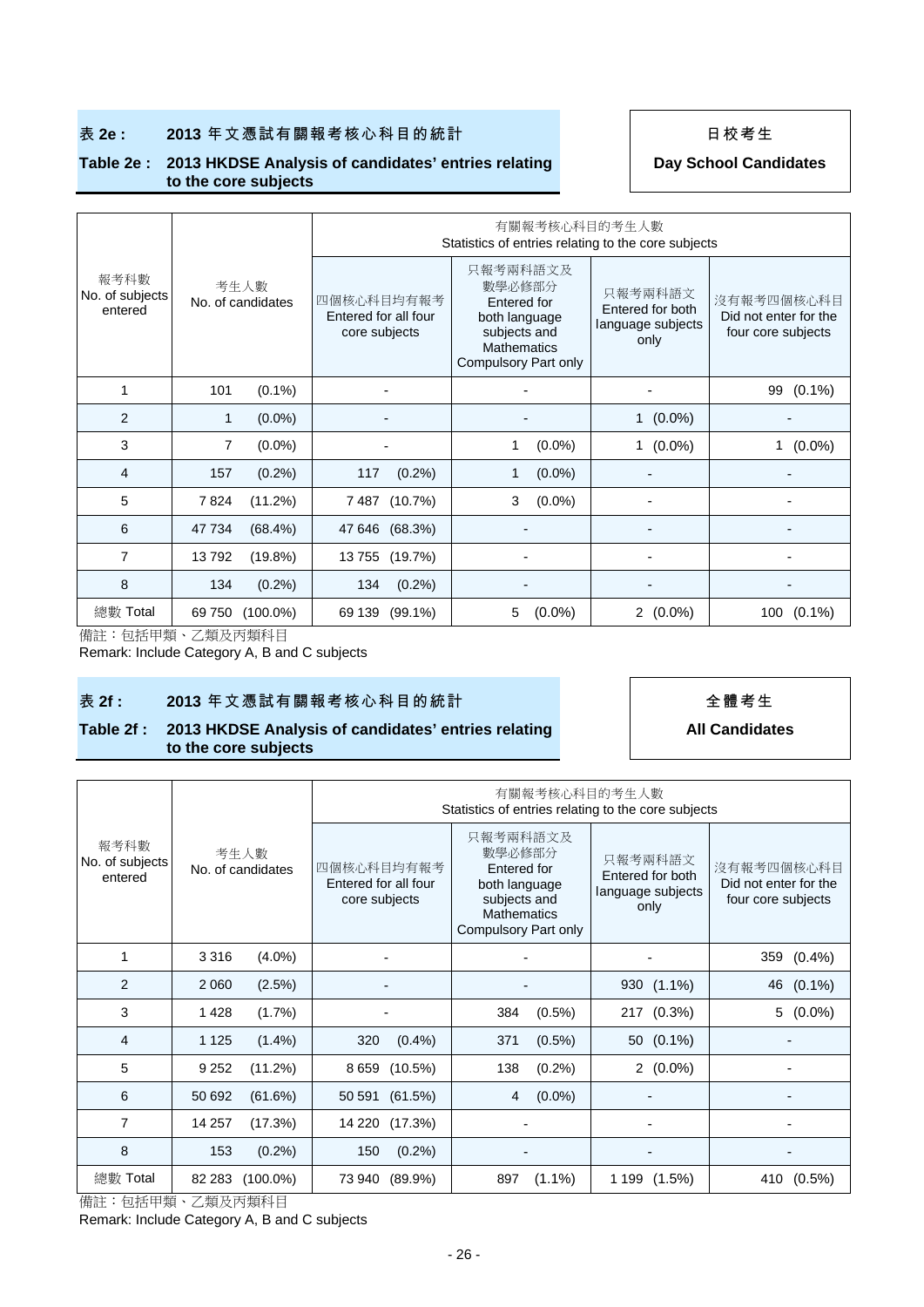**表 2e : 2013 年文憑試有關報考核心科目的統計**

**Table 2e : 2013 HKDSE Analysis of candidates' entries relating to the core subjects**

日校考生

**Day School Candidates**

| 報考科數 No. of subjects entered | 考生人數 No. of candidates | 有關報考核心科目的考生人數 Statistics of entries relating to the core subjects | | | |
|---|---|---|---|---|---|
| | | 四個核心科目均有報考 Entered for all four core subjects | 只報考兩科語文及數學必修部分 Entered for both language subjects and Mathematics Compulsory Part only | 只報考兩科語文 Entered for both language subjects only | 沒有報考四個核心科目 Did not enter for the four core subjects |
| 1 | 101 (0.1%) | - | - | - | 99 (0.1%) |
| 2 | 1 (0.0%) | - | - | 1 (0.0%) | - |
| 3 | 7 (0.0%) | - | 1 (0.0%) | 1 (0.0%) | 1 (0.0%) |
| 4 | 157 (0.2%) | 117 (0.2%) | 1 (0.0%) | - | - |
| 5 | 7 824 (11.2%) | 7 487 (10.7%) | 3 (0.0%) | - | - |
| 6 | 47 734 (68.4%) | 47 646 (68.3%) | - | - | - |
| 7 | 13 792 (19.8%) | 13 755 (19.7%) | - | - | - |
| 8 | 134 (0.2%) | 134 (0.2%) | - | - | - |
| 總數 Total | 69 750 (100.0%) | 69 139 (99.1%) | 5 (0.0%) | 2 (0.0%) | 100 (0.1%) |

備註：包括甲類、乙類及丙類科目

Remark: Include Category A, B and C subjects

**表 2f : 2013 年文憑試有關報考核心科目的統計**

**Table 2f : 2013 HKDSE Analysis of candidates' entries relating to the core subjects**

全體考生

**All Candidates**

| 報考科數 No. of subjects entered | 考生人數 No. of candidates | 有關報考核心科目的考生人數 Statistics of entries relating to the core subjects | | | |
|---|---|---|---|---|---|
| | | 四個核心科目均有報考 Entered for all four core subjects | 只報考兩科語文及數學必修部分 Entered for both language subjects and Mathematics Compulsory Part only | 只報考兩科語文 Entered for both language subjects only | 沒有報考四個核心科目 Did not enter for the four core subjects |
| 1 | 3 316 (4.0%) | - | - | - | 359 (0.4%) |
| 2 | 2 060 (2.5%) | - | - | 930 (1.1%) | 46 (0.1%) |
| 3 | 1 428 (1.7%) | - | 384 (0.5%) | 217 (0.3%) | 5 (0.0%) |
| 4 | 1 125 (1.4%) | 320 (0.4%) | 371 (0.5%) | 50 (0.1%) | - |
| 5 | 9 252 (11.2%) | 8 659 (10.5%) | 138 (0.2%) | 2 (0.0%) | - |
| 6 | 50 692 (61.6%) | 50 591 (61.5%) | 4 (0.0%) | - | - |
| 7 | 14 257 (17.3%) | 14 220 (17.3%) | - | - | - |
| 8 | 153 (0.2%) | 150 (0.2%) | - | - | - |
| 總數 Total | 82 283 (100.0%) | 73 940 (89.9%) | 897 (1.1%) | 1 199 (1.5%) | 410 (0.5%) |

備註：包括甲類、乙類及丙類科目

Remark: Include Category A, B and C subjects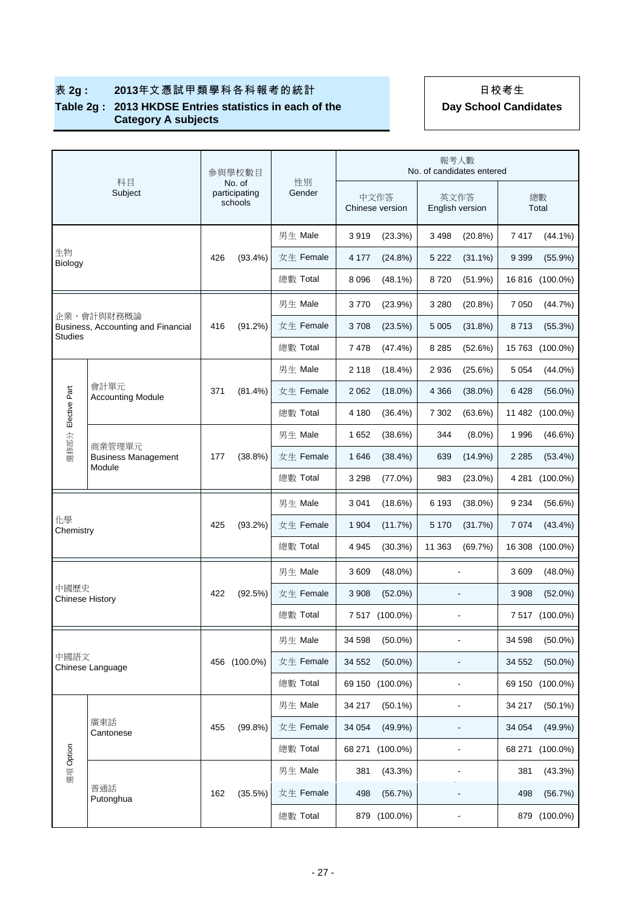**表 2g : 2013年文憑試甲類學科各科報考的統計**
**Table 2g : 2013 HKDSE Entries statistics in each of the Category A subjects**

**日校考生**
**Day School Candidates**

| 科目 Subject | | 參與學校數目 No. of participating schools | | 性別 Gender | 報考人數 No. of candidates entered | | | | | |
|---|---|---|---|---|---|---|---|---|---|---|
| | | | | | 中文作答 Chinese version | | 英文作答 English version | | 總數 Total | |
| 生物 Biology | | 426 | (93.4%) | 男生 Male | 3 919 | (23.3%) | 3 498 | (20.8%) | 7 417 | (44.1%) |
| | | | | 女生 Female | 4 177 | (24.8%) | 5 222 | (31.1%) | 9 399 | (55.9%) |
| | | | | 總數 Total | 8 096 | (48.1%) | 8 720 | (51.9%) | 16 816 | (100.0%) |
| 企業、會計與財務概論 Business, Accounting and Financial Studies | | 416 | (91.2%) | 男生 Male | 3 770 | (23.9%) | 3 280 | (20.8%) | 7 050 | (44.7%) |
| | | | | 女生 Female | 3 708 | (23.5%) | 5 005 | (31.8%) | 8 713 | (55.3%) |
| | | | | 總數 Total | 7 478 | (47.4%) | 8 285 | (52.6%) | 15 763 | (100.0%) |
| 選修部分 Elective Part | 會計單元 Accounting Module | 371 | (81.4%) | 男生 Male | 2 118 | (18.4%) | 2 936 | (25.6%) | 5 054 | (44.0%) |
| | | | | 女生 Female | 2 062 | (18.0%) | 4 366 | (38.0%) | 6 428 | (56.0%) |
| | | | | 總數 Total | 4 180 | (36.4%) | 7 302 | (63.6%) | 11 482 | (100.0%) |
| | 商業管理單元 Business Management Module | 177 | (38.8%) | 男生 Male | 1 652 | (38.6%) | 344 | (8.0%) | 1 996 | (46.6%) |
| | | | | 女生 Female | 1 646 | (38.4%) | 639 | (14.9%) | 2 285 | (53.4%) |
| | | | | 總數 Total | 3 298 | (77.0%) | 983 | (23.0%) | 4 281 | (100.0%) |
| 化學 Chemistry | | 425 | (93.2%) | 男生 Male | 3 041 | (18.6%) | 6 193 | (38.0%) | 9 234 | (56.6%) |
| | | | | 女生 Female | 1 904 | (11.7%) | 5 170 | (31.7%) | 7 074 | (43.4%) |
| | | | | 總數 Total | 4 945 | (30.3%) | 11 363 | (69.7%) | 16 308 | (100.0%) |
| 中國歷史 Chinese History | | 422 | (92.5%) | 男生 Male | 3 609 | (48.0%) | - | | 3 609 | (48.0%) |
| | | | | 女生 Female | 3 908 | (52.0%) | - | | 3 908 | (52.0%) |
| | | | | 總數 Total | 7 517 | (100.0%) | - | | 7 517 | (100.0%) |
| 中國語文 Chinese Language | | 456 | (100.0%) | 男生 Male | 34 598 | (50.0%) | - | | 34 598 | (50.0%) |
| | | | | 女生 Female | 34 552 | (50.0%) | - | | 34 552 | (50.0%) |
| | | | | 總數 Total | 69 150 | (100.0%) | - | | 69 150 | (100.0%) |
| 選項 Option | 廣東話 Cantonese | 455 | (99.8%) | 男生 Male | 34 217 | (50.1%) | - | | 34 217 | (50.1%) |
| | | | | 女生 Female | 34 054 | (49.9%) | - | | 34 054 | (49.9%) |
| | | | | 總數 Total | 68 271 | (100.0%) | - | | 68 271 | (100.0%) |
| | 普通話 Putonghua | 162 | (35.5%) | 男生 Male | 381 | (43.3%) | - | | 381 | (43.3%) |
| | | | | 女生 Female | 498 | (56.7%) | - | | 498 | (56.7%) |
| | | | | 總數 Total | 879 | (100.0%) | - | | 879 | (100.0%) |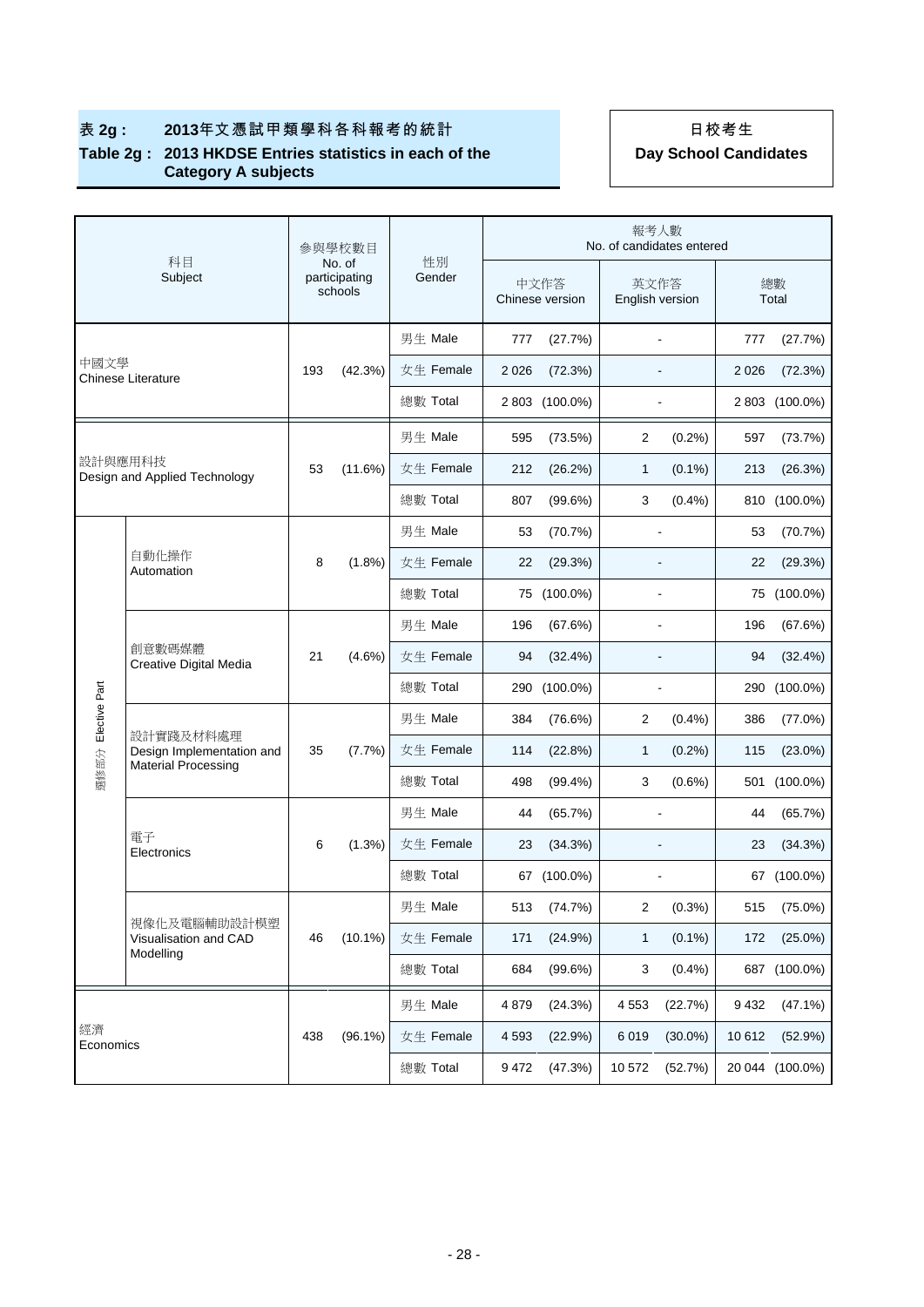**表 2g : 2013年文憑試甲類學科各科報考的統計**
**Table 2g : 2013 HKDSE Entries statistics in each of the Category A subjects**

**日校考生**
**Day School Candidates**

| 科目 Subject | | 參與學校數目 No. of participating schools | | 性別 Gender | 報考人數 No. of candidates entered | | | | | |
|---|---|---|---|---|---|---|---|---|---|---|
| | | | | | 中文作答 Chinese version | | 英文作答 English version | | 總數 Total | |
| 中國文學 Chinese Literature | | 193 | (42.3%) | 男生 Male | 777 | (27.7%) | - | | 777 | (27.7%) |
| | | | | 女生 Female | 2 026 | (72.3%) | - | | 2 026 | (72.3%) |
| | | | | 總數 Total | 2 803 | (100.0%) | - | | 2 803 | (100.0%) |
| 設計與應用科技 Design and Applied Technology | | 53 | (11.6%) | 男生 Male | 595 | (73.5%) | 2 | (0.2%) | 597 | (73.7%) |
| | | | | 女生 Female | 212 | (26.2%) | 1 | (0.1%) | 213 | (26.3%) |
| | | | | 總數 Total | 807 | (99.6%) | 3 | (0.4%) | 810 | (100.0%) |
| 選修部分 Elective Part | 自動化操作 Automation | 8 | (1.8%) | 男生 Male | 53 | (70.7%) | - | | 53 | (70.7%) |
| | | | | 女生 Female | 22 | (29.3%) | - | | 22 | (29.3%) |
| | | | | 總數 Total | 75 | (100.0%) | - | | 75 | (100.0%) |
| | 創意數碼媒體 Creative Digital Media | 21 | (4.6%) | 男生 Male | 196 | (67.6%) | - | | 196 | (67.6%) |
| | | | | 女生 Female | 94 | (32.4%) | - | | 94 | (32.4%) |
| | | | | 總數 Total | 290 | (100.0%) | - | | 290 | (100.0%) |
| | 設計實踐及材料處理 Design Implementation and Material Processing | 35 | (7.7%) | 男生 Male | 384 | (76.6%) | 2 | (0.4%) | 386 | (77.0%) |
| | | | | 女生 Female | 114 | (22.8%) | 1 | (0.2%) | 115 | (23.0%) |
| | | | | 總數 Total | 498 | (99.4%) | 3 | (0.6%) | 501 | (100.0%) |
| | 電子 Electronics | 6 | (1.3%) | 男生 Male | 44 | (65.7%) | - | | 44 | (65.7%) |
| | | | | 女生 Female | 23 | (34.3%) | - | | 23 | (34.3%) |
| | | | | 總數 Total | 67 | (100.0%) | - | | 67 | (100.0%) |
| | 視像化及電腦輔助設計模塑 Visualisation and CAD Modelling | 46 | (10.1%) | 男生 Male | 513 | (74.7%) | 2 | (0.3%) | 515 | (75.0%) |
| | | | | 女生 Female | 171 | (24.9%) | 1 | (0.1%) | 172 | (25.0%) |
| | | | | 總數 Total | 684 | (99.6%) | 3 | (0.4%) | 687 | (100.0%) |
| 經濟 Economics | | 438 | (96.1%) | 男生 Male | 4 879 | (24.3%) | 4 553 | (22.7%) | 9 432 | (47.1%) |
| | | | | 女生 Female | 4 593 | (22.9%) | 6 019 | (30.0%) | 10 612 | (52.9%) |
| | | | | 總數 Total | 9 472 | (47.3%) | 10 572 | (52.7%) | 20 044 | (100.0%) |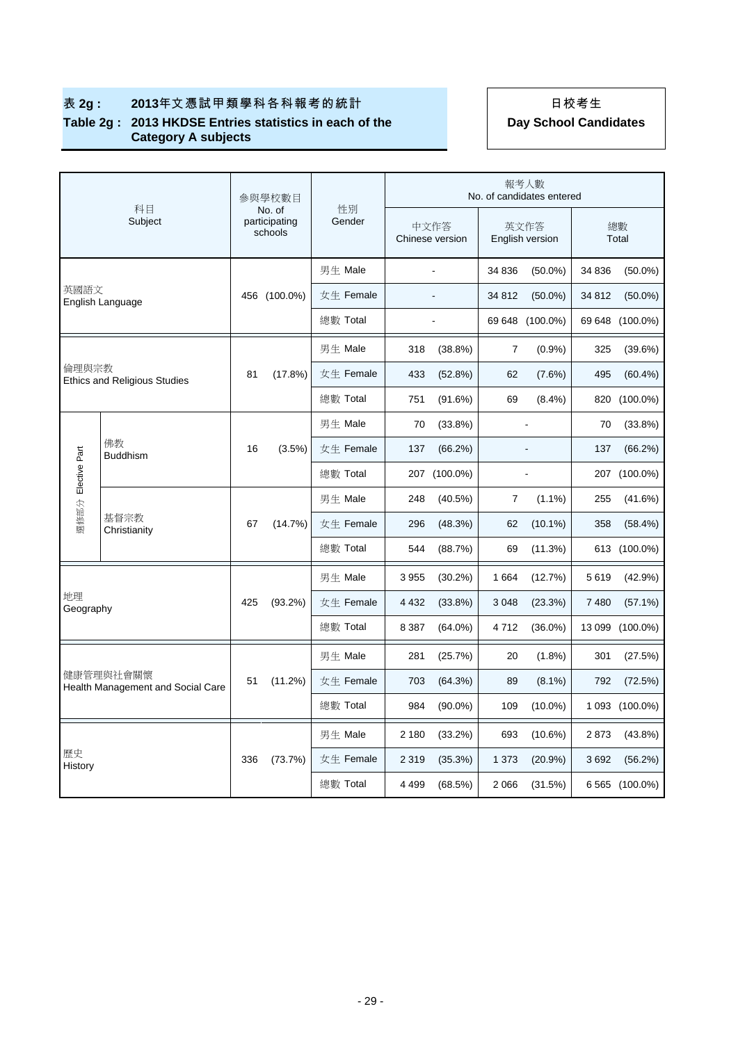## 表 2g : 2013年文憑試甲類學科各科報考的統計

## Table 2g : 2013 HKDSE Entries statistics in each of the Category A subjects

**日校考生**

**Day School Candidates**

| 科目 Subject | | 參與學校數目 No. of participating schools | | 性別 Gender | 報考人數 No. of candidates entered | | | | | |
|---|---|---|---|---|---|---|---|---|---|---|
| | | | | | 中文作答 Chinese version | | 英文作答 English version | | 總數 Total | |
| 英國語文 English Language | | 456 | (100.0%) | 男生 Male | - | | 34 836 | (50.0%) | 34 836 | (50.0%) |
| | | | | 女生 Female | - | | 34 812 | (50.0%) | 34 812 | (50.0%) |
| | | | | 總數 Total | - | | 69 648 | (100.0%) | 69 648 | (100.0%) |
| 倫理與宗教 Ethics and Religious Studies | | 81 | (17.8%) | 男生 Male | 318 | (38.8%) | 7 | (0.9%) | 325 | (39.6%) |
| | | | | 女生 Female | 433 | (52.8%) | 62 | (7.6%) | 495 | (60.4%) |
| | | | | 總數 Total | 751 | (91.6%) | 69 | (8.4%) | 820 | (100.0%) |
| 選修部分 Elective Part | 佛教 Buddhism | 16 | (3.5%) | 男生 Male | 70 | (33.8%) | - | | 70 | (33.8%) |
| | | | | 女生 Female | 137 | (66.2%) | - | | 137 | (66.2%) |
| | | | | 總數 Total | 207 | (100.0%) | - | | 207 | (100.0%) |
| | 基督宗教 Christianity | 67 | (14.7%) | 男生 Male | 248 | (40.5%) | 7 | (1.1%) | 255 | (41.6%) |
| | | | | 女生 Female | 296 | (48.3%) | 62 | (10.1%) | 358 | (58.4%) |
| | | | | 總數 Total | 544 | (88.7%) | 69 | (11.3%) | 613 | (100.0%) |
| 地理 Geography | | 425 | (93.2%) | 男生 Male | 3 955 | (30.2%) | 1 664 | (12.7%) | 5 619 | (42.9%) |
| | | | | 女生 Female | 4 432 | (33.8%) | 3 048 | (23.3%) | 7 480 | (57.1%) |
| | | | | 總數 Total | 8 387 | (64.0%) | 4 712 | (36.0%) | 13 099 | (100.0%) |
| 健康管理與社會關懷 Health Management and Social Care | | 51 | (11.2%) | 男生 Male | 281 | (25.7%) | 20 | (1.8%) | 301 | (27.5%) |
| | | | | 女生 Female | 703 | (64.3%) | 89 | (8.1%) | 792 | (72.5%) |
| | | | | 總數 Total | 984 | (90.0%) | 109 | (10.0%) | 1 093 | (100.0%) |
| 歷史 History | | 336 | (73.7%) | 男生 Male | 2 180 | (33.2%) | 693 | (10.6%) | 2 873 | (43.8%) |
| | | | | 女生 Female | 2 319 | (35.3%) | 1 373 | (20.9%) | 3 692 | (56.2%) |
| | | | | 總數 Total | 4 499 | (68.5%) | 2 066 | (31.5%) | 6 565 | (100.0%) |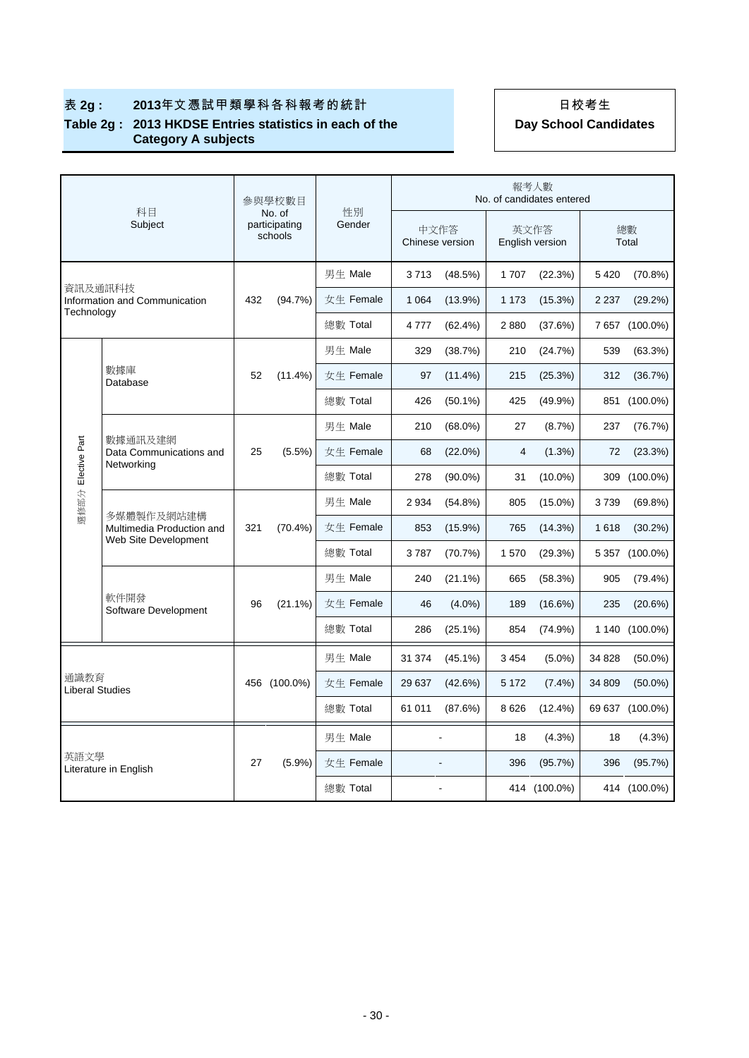## 表 2g : 2013年文憑試甲類學科各科報考的統計

## Table 2g : 2013 HKDSE Entries statistics in each of the Category A subjects

**日校考生**

**Day School Candidates**

| 科目 Subject | | 參與學校數目 No. of participating schools | | 性別 Gender | 報考人數 No. of candidates entered | | | | | |
|---|---|---|---|---|---|---|---|---|---|---|
| | | | | | 中文作答 Chinese version | | 英文作答 English version | | 總數 Total | |
| 資訊及通訊科技 Information and Communication Technology | | 432 | (94.7%) | 男生 Male | 3 713 | (48.5%) | 1 707 | (22.3%) | 5 420 | (70.8%) |
| | | | | 女生 Female | 1 064 | (13.9%) | 1 173 | (15.3%) | 2 237 | (29.2%) |
| | | | | 總數 Total | 4 777 | (62.4%) | 2 880 | (37.6%) | 7 657 | (100.0%) |
| 選修部分 Elective Part | 數據庫 Database | 52 | (11.4%) | 男生 Male | 329 | (38.7%) | 210 | (24.7%) | 539 | (63.3%) |
| | | | | 女生 Female | 97 | (11.4%) | 215 | (25.3%) | 312 | (36.7%) |
| | | | | 總數 Total | 426 | (50.1%) | 425 | (49.9%) | 851 | (100.0%) |
| | 數據通訊及建網 Data Communications and Networking | 25 | (5.5%) | 男生 Male | 210 | (68.0%) | 27 | (8.7%) | 237 | (76.7%) |
| | | | | 女生 Female | 68 | (22.0%) | 4 | (1.3%) | 72 | (23.3%) |
| | | | | 總數 Total | 278 | (90.0%) | 31 | (10.0%) | 309 | (100.0%) |
| | 多媒體製作及網站建構 Multimedia Production and Web Site Development | 321 | (70.4%) | 男生 Male | 2 934 | (54.8%) | 805 | (15.0%) | 3 739 | (69.8%) |
| | | | | 女生 Female | 853 | (15.9%) | 765 | (14.3%) | 1 618 | (30.2%) |
| | | | | 總數 Total | 3 787 | (70.7%) | 1 570 | (29.3%) | 5 357 | (100.0%) |
| | 軟件開發 Software Development | 96 | (21.1%) | 男生 Male | 240 | (21.1%) | 665 | (58.3%) | 905 | (79.4%) |
| | | | | 女生 Female | 46 | (4.0%) | 189 | (16.6%) | 235 | (20.6%) |
| | | | | 總數 Total | 286 | (25.1%) | 854 | (74.9%) | 1 140 | (100.0%) |
| 通識教育 Liberal Studies | | 456 | (100.0%) | 男生 Male | 31 374 | (45.1%) | 3 454 | (5.0%) | 34 828 | (50.0%) |
| | | | | 女生 Female | 29 637 | (42.6%) | 5 172 | (7.4%) | 34 809 | (50.0%) |
| | | | | 總數 Total | 61 011 | (87.6%) | 8 626 | (12.4%) | 69 637 | (100.0%) |
| 英語文學 Literature in English | | 27 | (5.9%) | 男生 Male | - | | 18 | (4.3%) | 18 | (4.3%) |
| | | | | 女生 Female | - | | 396 | (95.7%) | 396 | (95.7%) |
| | | | | 總數 Total | - | | 414 | (100.0%) | 414 | (100.0%) |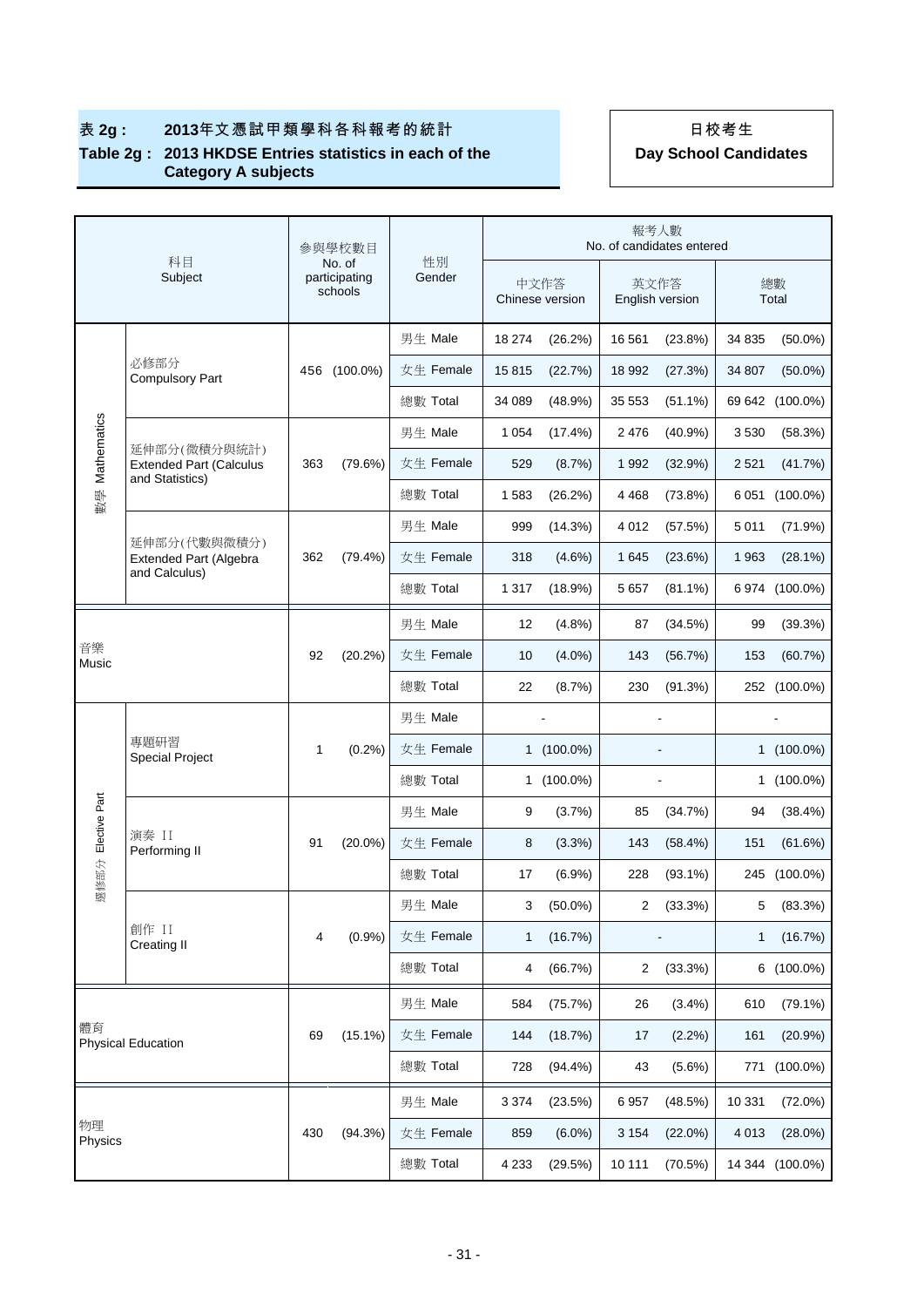**表 2g : 2013年文憑試甲類學科各科報考的統計**
**Table 2g : 2013 HKDSE Entries statistics in each of the Category A subjects**

**日校考生**
**Day School Candidates**

| 科目 Subject | | 參與學校數目 No. of participating schools | | 性別 Gender | 報考人數 No. of candidates entered | | | | | |
|---|---|---|---|---|---|---|---|---|---|---|
| | | | | | 中文作答 Chinese version | | 英文作答 English version | | 總數 Total | |
| 數學 Mathematics | 必修部分 Compulsory Part | 456 | (100.0%) | 男生 Male | 18 274 | (26.2%) | 16 561 | (23.8%) | 34 835 | (50.0%) |
| | | | | 女生 Female | 15 815 | (22.7%) | 18 992 | (27.3%) | 34 807 | (50.0%) |
| | | | | 總數 Total | 34 089 | (48.9%) | 35 553 | (51.1%) | 69 642 | (100.0%) |
| | 延伸部分(微積分與統計) Extended Part (Calculus and Statistics) | 363 | (79.6%) | 男生 Male | 1 054 | (17.4%) | 2 476 | (40.9%) | 3 530 | (58.3%) |
| | | | | 女生 Female | 529 | (8.7%) | 1 992 | (32.9%) | 2 521 | (41.7%) |
| | | | | 總數 Total | 1 583 | (26.2%) | 4 468 | (73.8%) | 6 051 | (100.0%) |
| | 延伸部分(代數與微積分) Extended Part (Algebra and Calculus) | 362 | (79.4%) | 男生 Male | 999 | (14.3%) | 4 012 | (57.5%) | 5 011 | (71.9%) |
| | | | | 女生 Female | 318 | (4.6%) | 1 645 | (23.6%) | 1 963 | (28.1%) |
| | | | | 總數 Total | 1 317 | (18.9%) | 5 657 | (81.1%) | 6 974 | (100.0%) |
| 音樂 Music | | 92 | (20.2%) | 男生 Male | 12 | (4.8%) | 87 | (34.5%) | 99 | (39.3%) |
| | | | | 女生 Female | 10 | (4.0%) | 143 | (56.7%) | 153 | (60.7%) |
| | | | | 總數 Total | 22 | (8.7%) | 230 | (91.3%) | 252 | (100.0%) |
| 選修部分 Elective Part | 專題研習 Special Project | 1 | (0.2%) | 男生 Male | - | | - | | - | |
| | | | | 女生 Female | 1 | (100.0%) | - | | 1 | (100.0%) |
| | | | | 總數 Total | 1 | (100.0%) | - | | 1 | (100.0%) |
| | 演奏 II Performing II | 91 | (20.0%) | 男生 Male | 9 | (3.7%) | 85 | (34.7%) | 94 | (38.4%) |
| | | | | 女生 Female | 8 | (3.3%) | 143 | (58.4%) | 151 | (61.6%) |
| | | | | 總數 Total | 17 | (6.9%) | 228 | (93.1%) | 245 | (100.0%) |
| | 創作 II Creating II | 4 | (0.9%) | 男生 Male | 3 | (50.0%) | 2 | (33.3%) | 5 | (83.3%) |
| | | | | 女生 Female | 1 | (16.7%) | - | | 1 | (16.7%) |
| | | | | 總數 Total | 4 | (66.7%) | 2 | (33.3%) | 6 | (100.0%) |
| 體育 Physical Education | | 69 | (15.1%) | 男生 Male | 584 | (75.7%) | 26 | (3.4%) | 610 | (79.1%) |
| | | | | 女生 Female | 144 | (18.7%) | 17 | (2.2%) | 161 | (20.9%) |
| | | | | 總數 Total | 728 | (94.4%) | 43 | (5.6%) | 771 | (100.0%) |
| 物理 Physics | | 430 | (94.3%) | 男生 Male | 3 374 | (23.5%) | 6 957 | (48.5%) | 10 331 | (72.0%) |
| | | | | 女生 Female | 859 | (6.0%) | 3 154 | (22.0%) | 4 013 | (28.0%) |
| | | | | 總數 Total | 4 233 | (29.5%) | 10 111 | (70.5%) | 14 344 | (100.0%) |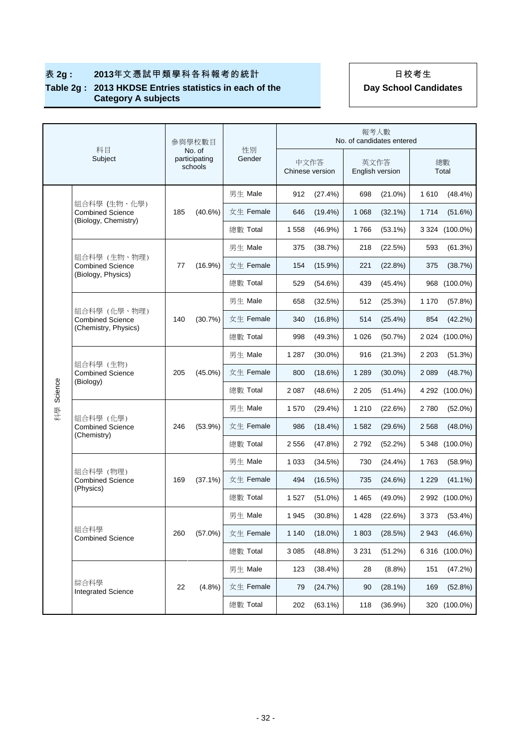## 表 2g : 2013年文憑試甲類學科各科報考的統計
## Table 2g : 2013 HKDSE Entries statistics in each of the Category A subjects

**日校考生**
**Day School Candidates**

| | 科目 Subject | 參與學校數目 No. of participating schools | | 性別 Gender | 報考人數 No. of candidates entered | | | | | |
|---|---|---|---|---|---|---|---|---|---|---|
| | | | | | 中文作答 Chinese version | | 英文作答 English version | | 總數 Total | |
| 科學 Science | 組合科學 (生物、化學) Combined Science (Biology, Chemistry) | 185 | (40.6%) | 男生 Male | 912 | (27.4%) | 698 | (21.0%) | 1 610 | (48.4%) |
| | | | | 女生 Female | 646 | (19.4%) | 1 068 | (32.1%) | 1 714 | (51.6%) |
| | | | | 總數 Total | 1 558 | (46.9%) | 1 766 | (53.1%) | 3 324 | (100.0%) |
| | 組合科學（生物、物理）Combined Science (Biology, Physics) | 77 | (16.9%) | 男生 Male | 375 | (38.7%) | 218 | (22.5%) | 593 | (61.3%) |
| | | | | 女生 Female | 154 | (15.9%) | 221 | (22.8%) | 375 | (38.7%) |
| | | | | 總數 Total | 529 | (54.6%) | 439 | (45.4%) | 968 | (100.0%) |
| | 組合科學（化學、物理）Combined Science (Chemistry, Physics) | 140 | (30.7%) | 男生 Male | 658 | (32.5%) | 512 | (25.3%) | 1 170 | (57.8%) |
| | | | | 女生 Female | 340 | (16.8%) | 514 | (25.4%) | 854 | (42.2%) |
| | | | | 總數 Total | 998 | (49.3%) | 1 026 | (50.7%) | 2 024 | (100.0%) |
| | 組合科學（生物）Combined Science (Biology) | 205 | (45.0%) | 男生 Male | 1 287 | (30.0%) | 916 | (21.3%) | 2 203 | (51.3%) |
| | | | | 女生 Female | 800 | (18.6%) | 1 289 | (30.0%) | 2 089 | (48.7%) |
| | | | | 總數 Total | 2 087 | (48.6%) | 2 205 | (51.4%) | 4 292 | (100.0%) |
| | 組合科學（化學）Combined Science (Chemistry) | 246 | (53.9%) | 男生 Male | 1 570 | (29.4%) | 1 210 | (22.6%) | 2 780 | (52.0%) |
| | | | | 女生 Female | 986 | (18.4%) | 1 582 | (29.6%) | 2 568 | (48.0%) |
| | | | | 總數 Total | 2 556 | (47.8%) | 2 792 | (52.2%) | 5 348 | (100.0%) |
| | 組合科學（物理）Combined Science (Physics) | 169 | (37.1%) | 男生 Male | 1 033 | (34.5%) | 730 | (24.4%) | 1 763 | (58.9%) |
| | | | | 女生 Female | 494 | (16.5%) | 735 | (24.6%) | 1 229 | (41.1%) |
| | | | | 總數 Total | 1 527 | (51.0%) | 1 465 | (49.0%) | 2 992 | (100.0%) |
| | 組合科學 Combined Science | 260 | (57.0%) | 男生 Male | 1 945 | (30.8%) | 1 428 | (22.6%) | 3 373 | (53.4%) |
| | | | | 女生 Female | 1 140 | (18.0%) | 1 803 | (28.5%) | 2 943 | (46.6%) |
| | | | | 總數 Total | 3 085 | (48.8%) | 3 231 | (51.2%) | 6 316 | (100.0%) |
| | 綜合科學 Integrated Science | 22 | (4.8%) | 男生 Male | 123 | (38.4%) | 28 | (8.8%) | 151 | (47.2%) |
| | | | | 女生 Female | 79 | (24.7%) | 90 | (28.1%) | 169 | (52.8%) |
| | | | | 總數 Total | 202 | (63.1%) | 118 | (36.9%) | 320 | (100.0%) |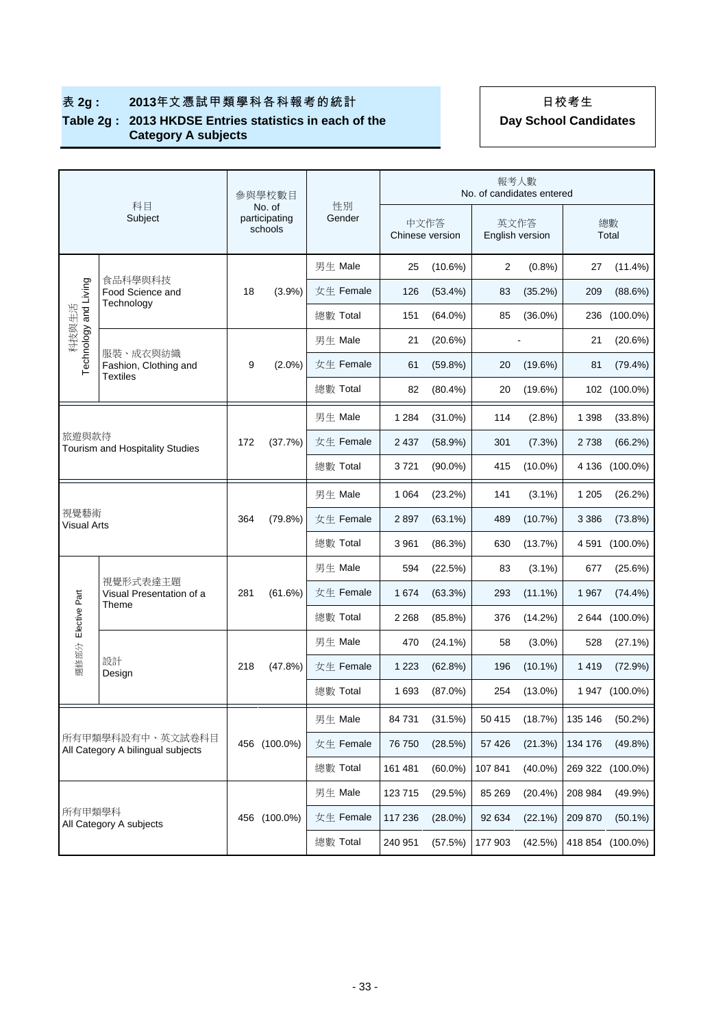**表 2g : 2013年文憑試甲類學科各科報考的統計**

**Table 2g : 2013 HKDSE Entries statistics in each of the Category A subjects**

**日校考生**

**Day School Candidates**

| 科目 Subject | | 參與學校數目 No. of participating schools | | 性別 Gender | 報考人數 No. of candidates entered | | | | | |
|---|---|---|---|---|---|---|---|---|---|---|
| | | | | | 中文作答 Chinese version | | 英文作答 English version | | 總數 Total | |
| 科技與生活 Technology and Living | 食品科學與科技 Food Science and Technology | 18 | (3.9%) | 男生 Male | 25 | (10.6%) | 2 | (0.8%) | 27 | (11.4%) |
| | | | | 女生 Female | 126 | (53.4%) | 83 | (35.2%) | 209 | (88.6%) |
| | | | | 總數 Total | 151 | (64.0%) | 85 | (36.0%) | 236 | (100.0%) |
| | 服裝、成衣與紡織 Fashion, Clothing and Textiles | 9 | (2.0%) | 男生 Male | 21 | (20.6%) | - | | 21 | (20.6%) |
| | | | | 女生 Female | 61 | (59.8%) | 20 | (19.6%) | 81 | (79.4%) |
| | | | | 總數 Total | 82 | (80.4%) | 20 | (19.6%) | 102 | (100.0%) |
| 旅遊與款待 Tourism and Hospitality Studies | | 172 | (37.7%) | 男生 Male | 1 284 | (31.0%) | 114 | (2.8%) | 1 398 | (33.8%) |
| | | | | 女生 Female | 2 437 | (58.9%) | 301 | (7.3%) | 2 738 | (66.2%) |
| | | | | 總數 Total | 3 721 | (90.0%) | 415 | (10.0%) | 4 136 | (100.0%) |
| 視覺藝術 Visual Arts | | 364 | (79.8%) | 男生 Male | 1 064 | (23.2%) | 141 | (3.1%) | 1 205 | (26.2%) |
| | | | | 女生 Female | 2 897 | (63.1%) | 489 | (10.7%) | 3 386 | (73.8%) |
| | | | | 總數 Total | 3 961 | (86.3%) | 630 | (13.7%) | 4 591 | (100.0%) |
| 選修部分 Elective Part | 視覺形式表達主題 Visual Presentation of a Theme | 281 | (61.6%) | 男生 Male | 594 | (22.5%) | 83 | (3.1%) | 677 | (25.6%) |
| | | | | 女生 Female | 1 674 | (63.3%) | 293 | (11.1%) | 1 967 | (74.4%) |
| | | | | 總數 Total | 2 268 | (85.8%) | 376 | (14.2%) | 2 644 | (100.0%) |
| | 設計 Design | 218 | (47.8%) | 男生 Male | 470 | (24.1%) | 58 | (3.0%) | 528 | (27.1%) |
| | | | | 女生 Female | 1 223 | (62.8%) | 196 | (10.1%) | 1 419 | (72.9%) |
| | | | | 總數 Total | 1 693 | (87.0%) | 254 | (13.0%) | 1 947 | (100.0%) |
| 所有甲類學科設有中、英文試卷科目 All Category A bilingual subjects | | 456 | (100.0%) | 男生 Male | 84 731 | (31.5%) | 50 415 | (18.7%) | 135 146 | (50.2%) |
| | | | | 女生 Female | 76 750 | (28.5%) | 57 426 | (21.3%) | 134 176 | (49.8%) |
| | | | | 總數 Total | 161 481 | (60.0%) | 107 841 | (40.0%) | 269 322 | (100.0%) |
| 所有甲類學科 All Category A subjects | | 456 | (100.0%) | 男生 Male | 123 715 | (29.5%) | 85 269 | (20.4%) | 208 984 | (49.9%) |
| | | | | 女生 Female | 117 236 | (28.0%) | 92 634 | (22.1%) | 209 870 | (50.1%) |
| | | | | 總數 Total | 240 951 | (57.5%) | 177 903 | (42.5%) | 418 854 | (100.0%) |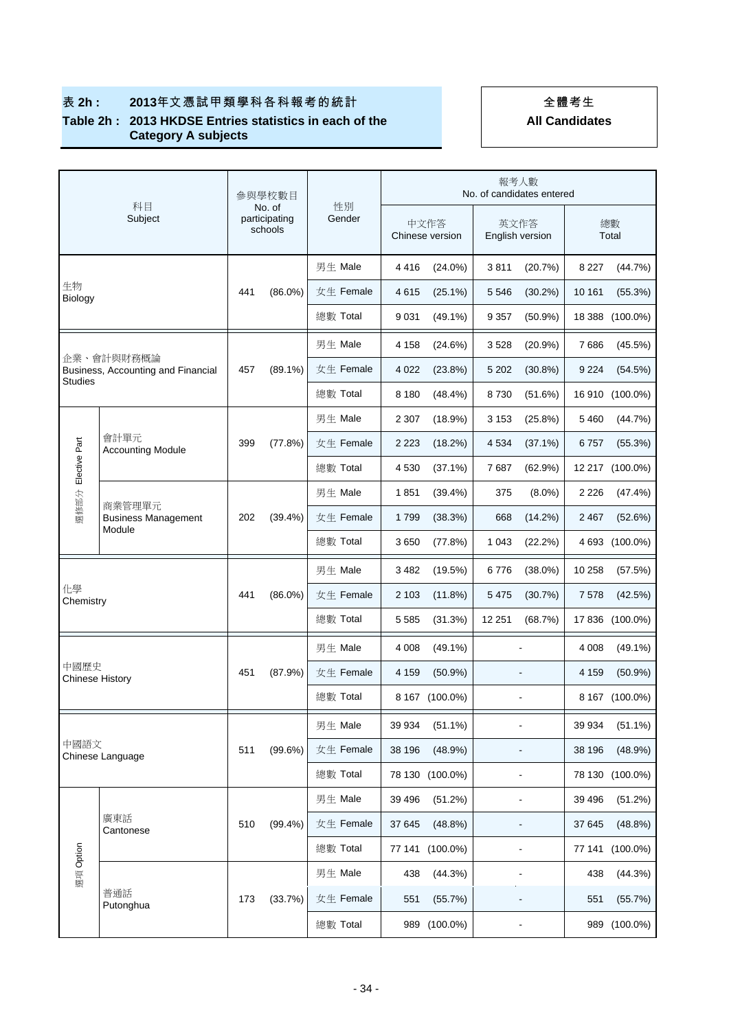## 表 2h : 2013年文憑試甲類學科各科報考的統計

## Table 2h : 2013 HKDSE Entries statistics in each of the Category A subjects

**全體考生**
**All Candidates**

| 科目 Subject | | 參與學校數目 No. of participating schools | | 性別 Gender | 報考人數 No. of candidates entered | | | | | |
|---|---|---|---|---|---|---|---|---|---|---|
| | | | | | 中文作答 Chinese version | | 英文作答 English version | | 總數 Total | |
| 生物 Biology | | 441 | (86.0%) | 男生 Male | 4 416 | (24.0%) | 3 811 | (20.7%) | 8 227 | (44.7%) |
| | | | | 女生 Female | 4 615 | (25.1%) | 5 546 | (30.2%) | 10 161 | (55.3%) |
| | | | | 總數 Total | 9 031 | (49.1%) | 9 357 | (50.9%) | 18 388 | (100.0%) |
| 企業、會計與財務概論 Business, Accounting and Financial Studies | | 457 | (89.1%) | 男生 Male | 4 158 | (24.6%) | 3 528 | (20.9%) | 7 686 | (45.5%) |
| | | | | 女生 Female | 4 022 | (23.8%) | 5 202 | (30.8%) | 9 224 | (54.5%) |
| | | | | 總數 Total | 8 180 | (48.4%) | 8 730 | (51.6%) | 16 910 | (100.0%) |
| 選修部分 Elective Part | 會計單元 Accounting Module | 399 | (77.8%) | 男生 Male | 2 307 | (18.9%) | 3 153 | (25.8%) | 5 460 | (44.7%) |
| | | | | 女生 Female | 2 223 | (18.2%) | 4 534 | (37.1%) | 6 757 | (55.3%) |
| | | | | 總數 Total | 4 530 | (37.1%) | 7 687 | (62.9%) | 12 217 | (100.0%) |
| | 商業管理單元 Business Management Module | 202 | (39.4%) | 男生 Male | 1 851 | (39.4%) | 375 | (8.0%) | 2 226 | (47.4%) |
| | | | | 女生 Female | 1 799 | (38.3%) | 668 | (14.2%) | 2 467 | (52.6%) |
| | | | | 總數 Total | 3 650 | (77.8%) | 1 043 | (22.2%) | 4 693 | (100.0%) |
| 化學 Chemistry | | 441 | (86.0%) | 男生 Male | 3 482 | (19.5%) | 6 776 | (38.0%) | 10 258 | (57.5%) |
| | | | | 女生 Female | 2 103 | (11.8%) | 5 475 | (30.7%) | 7 578 | (42.5%) |
| | | | | 總數 Total | 5 585 | (31.3%) | 12 251 | (68.7%) | 17 836 | (100.0%) |
| 中國歷史 Chinese History | | 451 | (87.9%) | 男生 Male | 4 008 | (49.1%) | - | | 4 008 | (49.1%) |
| | | | | 女生 Female | 4 159 | (50.9%) | - | | 4 159 | (50.9%) |
| | | | | 總數 Total | 8 167 | (100.0%) | - | | 8 167 | (100.0%) |
| 中國語文 Chinese Language | | 511 | (99.6%) | 男生 Male | 39 934 | (51.1%) | - | | 39 934 | (51.1%) |
| | | | | 女生 Female | 38 196 | (48.9%) | - | | 38 196 | (48.9%) |
| | | | | 總數 Total | 78 130 | (100.0%) | - | | 78 130 | (100.0%) |
| 選項 Option | 廣東話 Cantonese | 510 | (99.4%) | 男生 Male | 39 496 | (51.2%) | - | | 39 496 | (51.2%) |
| | | | | 女生 Female | 37 645 | (48.8%) | - | | 37 645 | (48.8%) |
| | | | | 總數 Total | 77 141 | (100.0%) | - | | 77 141 | (100.0%) |
| | 普通話 Putonghua | 173 | (33.7%) | 男生 Male | 438 | (44.3%) | - | | 438 | (44.3%) |
| | | | | 女生 Female | 551 | (55.7%) | - | | 551 | (55.7%) |
| | | | | 總數 Total | 989 | (100.0%) | - | | 989 | (100.0%) |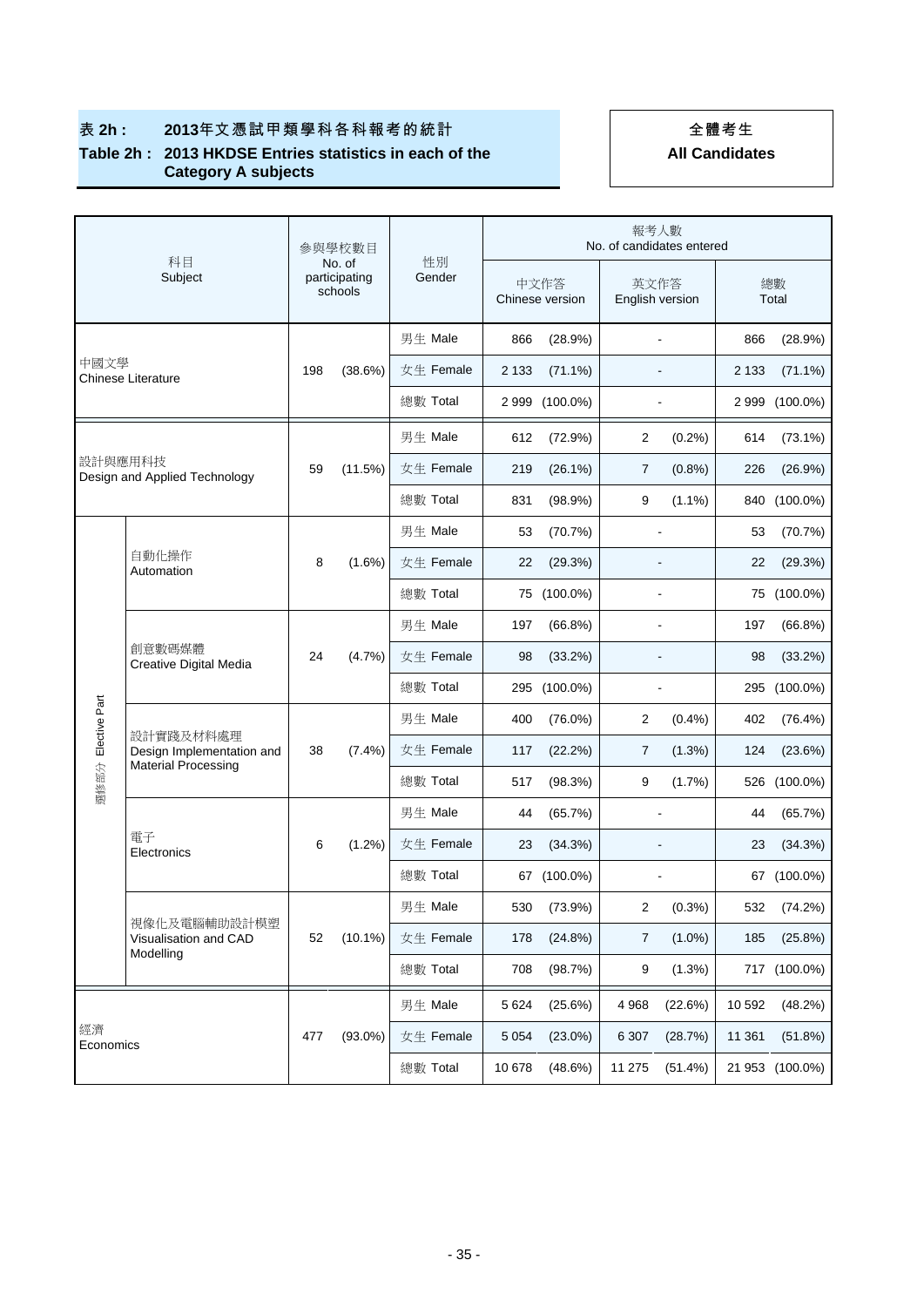# 表 2h : 2013年文憑試甲類學科各科報考的統計

# Table 2h : 2013 HKDSE Entries statistics in each of the Category A subjects

**全體考生**
**All Candidates**

| 科目 Subject | | 參與學校數目 No. of participating schools | | 性別 Gender | 報考人數 No. of candidates entered | | | | | |
|---|---|---|---|---|---|---|---|---|---|---|
| | | | | | 中文作答 Chinese version | | 英文作答 English version | | 總數 Total | |
| 中國文學 Chinese Literature | | 198 | (38.6%) | 男生 Male | 866 | (28.9%) | - | | 866 | (28.9%) |
| | | | | 女生 Female | 2 133 | (71.1%) | - | | 2 133 | (71.1%) |
| | | | | 總數 Total | 2 999 | (100.0%) | - | | 2 999 | (100.0%) |
| 設計與應用科技 Design and Applied Technology | | 59 | (11.5%) | 男生 Male | 612 | (72.9%) | 2 | (0.2%) | 614 | (73.1%) |
| | | | | 女生 Female | 219 | (26.1%) | 7 | (0.8%) | 226 | (26.9%) |
| | | | | 總數 Total | 831 | (98.9%) | 9 | (1.1%) | 840 | (100.0%) |
| 選修部分 Elective Part | 自動化操作 Automation | 8 | (1.6%) | 男生 Male | 53 | (70.7%) | - | | 53 | (70.7%) |
| | | | | 女生 Female | 22 | (29.3%) | - | | 22 | (29.3%) |
| | | | | 總數 Total | 75 | (100.0%) | - | | 75 | (100.0%) |
| | 創意數碼媒體 Creative Digital Media | 24 | (4.7%) | 男生 Male | 197 | (66.8%) | - | | 197 | (66.8%) |
| | | | | 女生 Female | 98 | (33.2%) | - | | 98 | (33.2%) |
| | | | | 總數 Total | 295 | (100.0%) | - | | 295 | (100.0%) |
| | 設計實踐及材料處理 Design Implementation and Material Processing | 38 | (7.4%) | 男生 Male | 400 | (76.0%) | 2 | (0.4%) | 402 | (76.4%) |
| | | | | 女生 Female | 117 | (22.2%) | 7 | (1.3%) | 124 | (23.6%) |
| | | | | 總數 Total | 517 | (98.3%) | 9 | (1.7%) | 526 | (100.0%) |
| | 電子 Electronics | 6 | (1.2%) | 男生 Male | 44 | (65.7%) | - | | 44 | (65.7%) |
| | | | | 女生 Female | 23 | (34.3%) | - | | 23 | (34.3%) |
| | | | | 總數 Total | 67 | (100.0%) | - | | 67 | (100.0%) |
| | 視像化及電腦輔助設計模塑 Visualisation and CAD Modelling | 52 | (10.1%) | 男生 Male | 530 | (73.9%) | 2 | (0.3%) | 532 | (74.2%) |
| | | | | 女生 Female | 178 | (24.8%) | 7 | (1.0%) | 185 | (25.8%) |
| | | | | 總數 Total | 708 | (98.7%) | 9 | (1.3%) | 717 | (100.0%) |
| 經濟 Economics | | 477 | (93.0%) | 男生 Male | 5 624 | (25.6%) | 4 968 | (22.6%) | 10 592 | (48.2%) |
| | | | | 女生 Female | 5 054 | (23.0%) | 6 307 | (28.7%) | 11 361 | (51.8%) |
| | | | | 總數 Total | 10 678 | (48.6%) | 11 275 | (51.4%) | 21 953 | (100.0%) |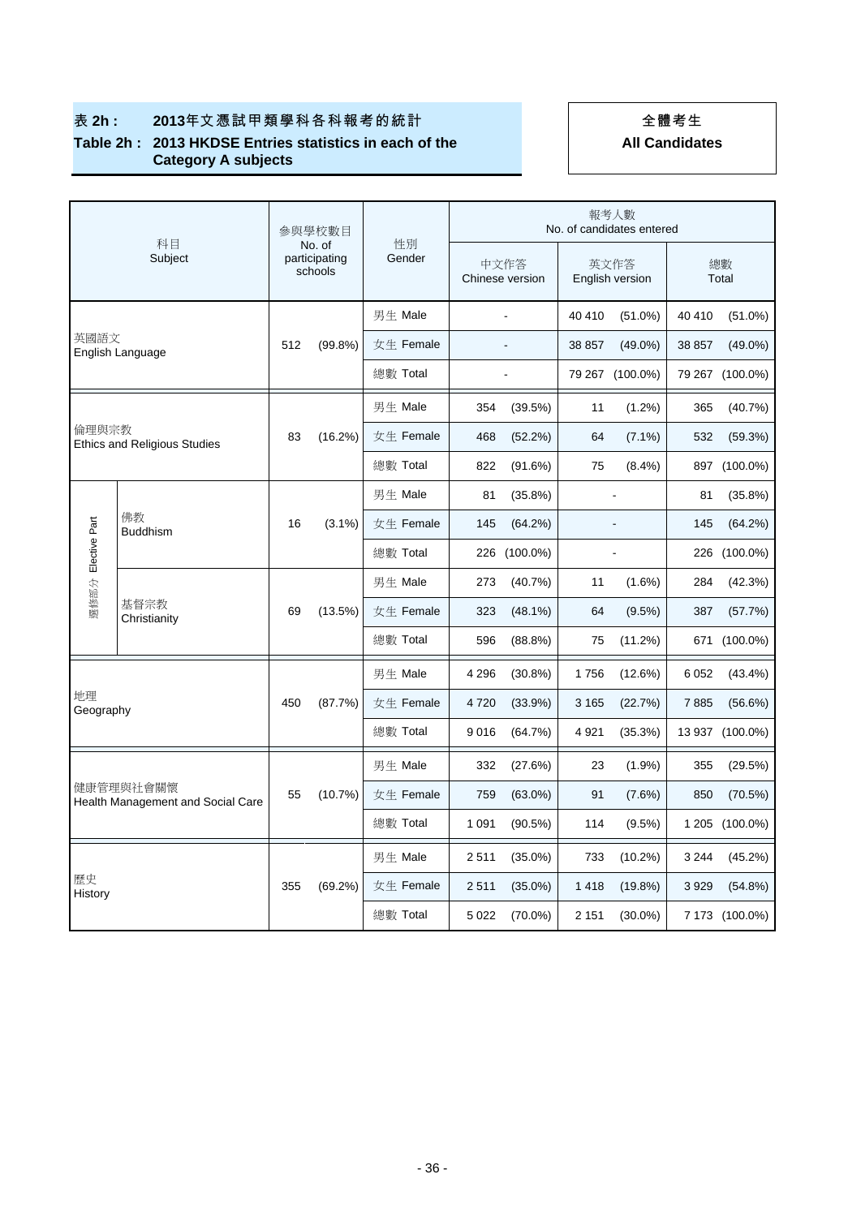## 表 2h : 2013年文憑試甲類學科各科報考的統計
## Table 2h : 2013 HKDSE Entries statistics in each of the Category A subjects

**全體考生**
**All Candidates**

| 科目 Subject | | 參與學校數目 No. of participating schools | | 性別 Gender | 報考人數 No. of candidates entered | | | | | |
|---|---|---|---|---|---|---|---|---|---|---|
| | | | | | 中文作答 Chinese version | | 英文作答 English version | | 總數 Total | |
| 英國語文 English Language | | 512 | (99.8%) | 男生 Male | - | | 40 410 | (51.0%) | 40 410 | (51.0%) |
| | | | | 女生 Female | - | | 38 857 | (49.0%) | 38 857 | (49.0%) |
| | | | | 總數 Total | - | | 79 267 | (100.0%) | 79 267 | (100.0%) |
| 倫理與宗教 Ethics and Religious Studies | | 83 | (16.2%) | 男生 Male | 354 | (39.5%) | 11 | (1.2%) | 365 | (40.7%) |
| | | | | 女生 Female | 468 | (52.2%) | 64 | (7.1%) | 532 | (59.3%) |
| | | | | 總數 Total | 822 | (91.6%) | 75 | (8.4%) | 897 | (100.0%) |
| 選修部分 Elective Part | 佛教 Buddhism | 16 | (3.1%) | 男生 Male | 81 | (35.8%) | - | | 81 | (35.8%) |
| | | | | 女生 Female | 145 | (64.2%) | - | | 145 | (64.2%) |
| | | | | 總數 Total | 226 | (100.0%) | - | | 226 | (100.0%) |
| | 基督宗教 Christianity | 69 | (13.5%) | 男生 Male | 273 | (40.7%) | 11 | (1.6%) | 284 | (42.3%) |
| | | | | 女生 Female | 323 | (48.1%) | 64 | (9.5%) | 387 | (57.7%) |
| | | | | 總數 Total | 596 | (88.8%) | 75 | (11.2%) | 671 | (100.0%) |
| 地理 Geography | | 450 | (87.7%) | 男生 Male | 4 296 | (30.8%) | 1 756 | (12.6%) | 6 052 | (43.4%) |
| | | | | 女生 Female | 4 720 | (33.9%) | 3 165 | (22.7%) | 7 885 | (56.6%) |
| | | | | 總數 Total | 9 016 | (64.7%) | 4 921 | (35.3%) | 13 937 | (100.0%) |
| 健康管理與社會關懷 Health Management and Social Care | | 55 | (10.7%) | 男生 Male | 332 | (27.6%) | 23 | (1.9%) | 355 | (29.5%) |
| | | | | 女生 Female | 759 | (63.0%) | 91 | (7.6%) | 850 | (70.5%) |
| | | | | 總數 Total | 1 091 | (90.5%) | 114 | (9.5%) | 1 205 | (100.0%) |
| 歷史 History | | 355 | (69.2%) | 男生 Male | 2 511 | (35.0%) | 733 | (10.2%) | 3 244 | (45.2%) |
| | | | | 女生 Female | 2 511 | (35.0%) | 1 418 | (19.8%) | 3 929 | (54.8%) |
| | | | | 總數 Total | 5 022 | (70.0%) | 2 151 | (30.0%) | 7 173 | (100.0%) |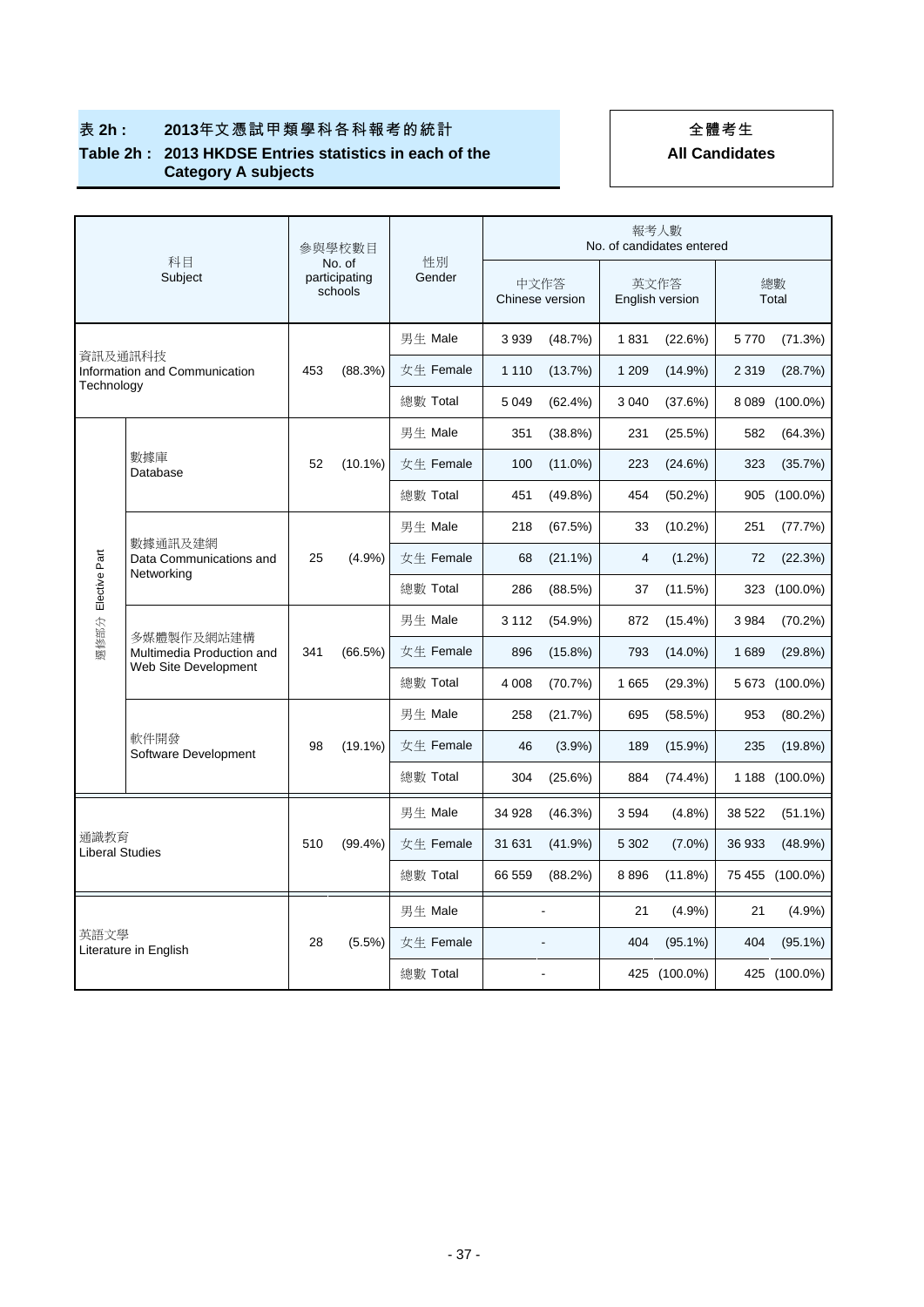**表 2h : 2013年文憑試甲類學科各科報考的統計**

**Table 2h : 2013 HKDSE Entries statistics in each of the Category A subjects**

**全體考生**

**All Candidates**

| 科目 Subject | | 參與學校數目 No. of participating schools | | 性別 Gender | 報考人數 No. of candidates entered | | | | | |
|---|---|---|---|---|---|---|---|---|---|---|
| | | | | | 中文作答 Chinese version | | 英文作答 English version | | 總數 Total | |
| 資訊及通訊科技 Information and Communication Technology | | 453 | (88.3%) | 男生 Male | 3 939 | (48.7%) | 1 831 | (22.6%) | 5 770 | (71.3%) |
| | | | | 女生 Female | 1 110 | (13.7%) | 1 209 | (14.9%) | 2 319 | (28.7%) |
| | | | | 總數 Total | 5 049 | (62.4%) | 3 040 | (37.6%) | 8 089 | (100.0%) |
| 選修部分 Elective Part | 數據庫 Database | 52 | (10.1%) | 男生 Male | 351 | (38.8%) | 231 | (25.5%) | 582 | (64.3%) |
| | | | | 女生 Female | 100 | (11.0%) | 223 | (24.6%) | 323 | (35.7%) |
| | | | | 總數 Total | 451 | (49.8%) | 454 | (50.2%) | 905 | (100.0%) |
| | 數據通訊及建網 Data Communications and Networking | 25 | (4.9%) | 男生 Male | 218 | (67.5%) | 33 | (10.2%) | 251 | (77.7%) |
| | | | | 女生 Female | 68 | (21.1%) | 4 | (1.2%) | 72 | (22.3%) |
| | | | | 總數 Total | 286 | (88.5%) | 37 | (11.5%) | 323 | (100.0%) |
| | 多媒體製作及網站建構 Multimedia Production and Web Site Development | 341 | (66.5%) | 男生 Male | 3 112 | (54.9%) | 872 | (15.4%) | 3 984 | (70.2%) |
| | | | | 女生 Female | 896 | (15.8%) | 793 | (14.0%) | 1 689 | (29.8%) |
| | | | | 總數 Total | 4 008 | (70.7%) | 1 665 | (29.3%) | 5 673 | (100.0%) |
| | 軟件開發 Software Development | 98 | (19.1%) | 男生 Male | 258 | (21.7%) | 695 | (58.5%) | 953 | (80.2%) |
| | | | | 女生 Female | 46 | (3.9%) | 189 | (15.9%) | 235 | (19.8%) |
| | | | | 總數 Total | 304 | (25.6%) | 884 | (74.4%) | 1 188 | (100.0%) |
| 通識教育 Liberal Studies | | 510 | (99.4%) | 男生 Male | 34 928 | (46.3%) | 3 594 | (4.8%) | 38 522 | (51.1%) |
| | | | | 女生 Female | 31 631 | (41.9%) | 5 302 | (7.0%) | 36 933 | (48.9%) |
| | | | | 總數 Total | 66 559 | (88.2%) | 8 896 | (11.8%) | 75 455 | (100.0%) |
| 英語文學 Literature in English | | 28 | (5.5%) | 男生 Male | - | | 21 | (4.9%) | 21 | (4.9%) |
| | | | | 女生 Female | - | | 404 | (95.1%) | 404 | (95.1%) |
| | | | | 總數 Total | - | | 425 | (100.0%) | 425 | (100.0%) |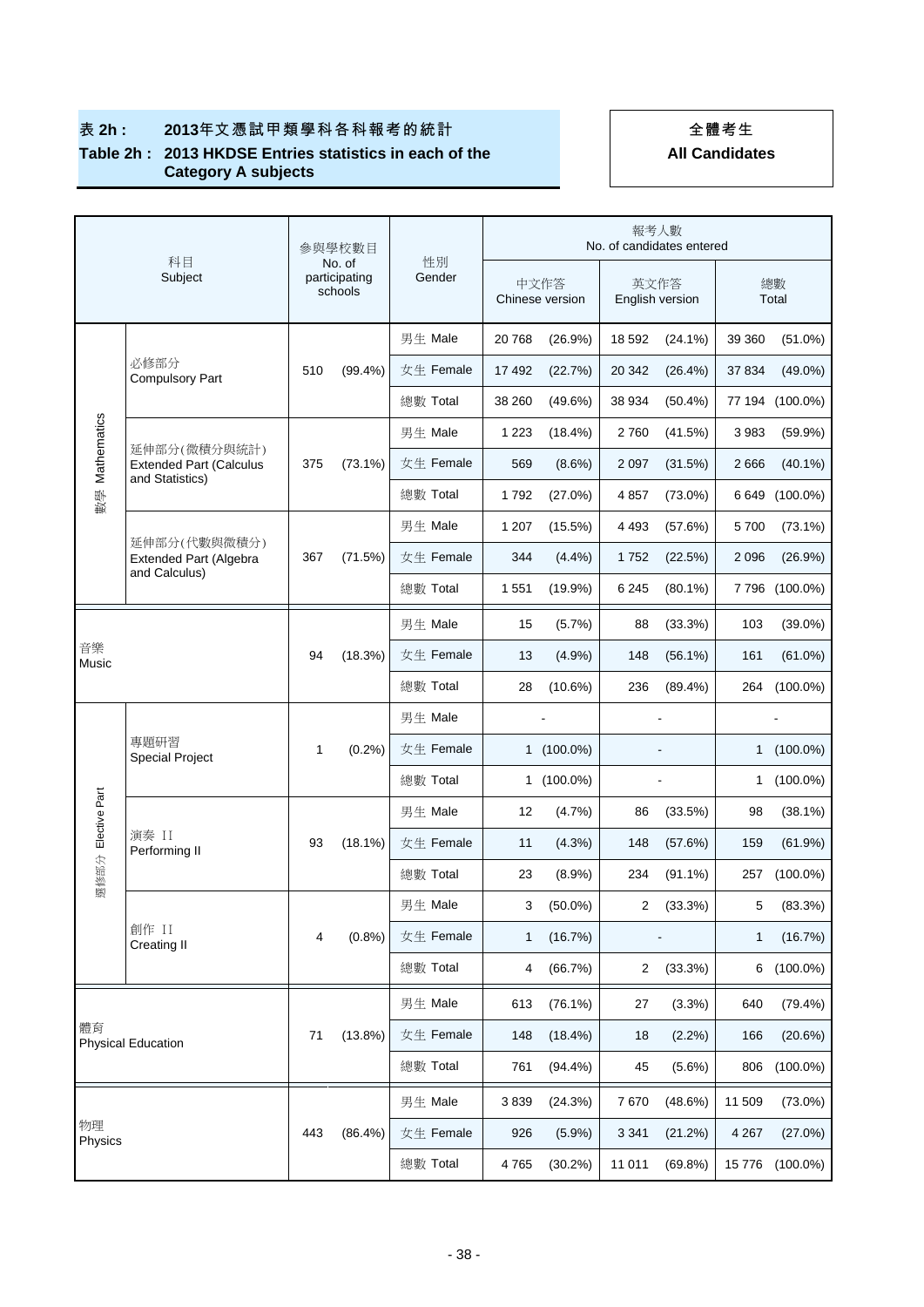**表 2h : 2013年文憑試甲類學科各科報考的統計**

**Table 2h : 2013 HKDSE Entries statistics in each of the Category A subjects**

**全體考生**

**All Candidates**

| 科目 Subject | | 參與學校數目 No. of participating schools | | 性別 Gender | 報考人數 No. of candidates entered | | | | | |
|---|---|---|---|---|---|---|---|---|---|---|
| | | | | | 中文作答 Chinese version | | 英文作答 English version | | 總數 Total | |
| 數學 Mathematics | 必修部分 Compulsory Part | 510 | (99.4%) | 男生 Male | 20 768 | (26.9%) | 18 592 | (24.1%) | 39 360 | (51.0%) |
| | | | | 女生 Female | 17 492 | (22.7%) | 20 342 | (26.4%) | 37 834 | (49.0%) |
| | | | | 總數 Total | 38 260 | (49.6%) | 38 934 | (50.4%) | 77 194 | (100.0%) |
| | 延伸部分(微積分與統計) Extended Part (Calculus and Statistics) | 375 | (73.1%) | 男生 Male | 1 223 | (18.4%) | 2 760 | (41.5%) | 3 983 | (59.9%) |
| | | | | 女生 Female | 569 | (8.6%) | 2 097 | (31.5%) | 2 666 | (40.1%) |
| | | | | 總數 Total | 1 792 | (27.0%) | 4 857 | (73.0%) | 6 649 | (100.0%) |
| | 延伸部分(代數與微積分) Extended Part (Algebra and Calculus) | 367 | (71.5%) | 男生 Male | 1 207 | (15.5%) | 4 493 | (57.6%) | 5 700 | (73.1%) |
| | | | | 女生 Female | 344 | (4.4%) | 1 752 | (22.5%) | 2 096 | (26.9%) |
| | | | | 總數 Total | 1 551 | (19.9%) | 6 245 | (80.1%) | 7 796 | (100.0%) |
| 音樂 Music | | 94 | (18.3%) | 男生 Male | 15 | (5.7%) | 88 | (33.3%) | 103 | (39.0%) |
| | | | | 女生 Female | 13 | (4.9%) | 148 | (56.1%) | 161 | (61.0%) |
| | | | | 總數 Total | 28 | (10.6%) | 236 | (89.4%) | 264 | (100.0%) |
| 選修部分 Elective Part | 專題研習 Special Project | 1 | (0.2%) | 男生 Male | - | | - | | - | |
| | | | | 女生 Female | 1 | (100.0%) | - | | 1 | (100.0%) |
| | | | | 總數 Total | 1 | (100.0%) | - | | 1 | (100.0%) |
| | 演奏 II Performing II | 93 | (18.1%) | 男生 Male | 12 | (4.7%) | 86 | (33.5%) | 98 | (38.1%) |
| | | | | 女生 Female | 11 | (4.3%) | 148 | (57.6%) | 159 | (61.9%) |
| | | | | 總數 Total | 23 | (8.9%) | 234 | (91.1%) | 257 | (100.0%) |
| | 創作 II Creating II | 4 | (0.8%) | 男生 Male | 3 | (50.0%) | 2 | (33.3%) | 5 | (83.3%) |
| | | | | 女生 Female | 1 | (16.7%) | - | | 1 | (16.7%) |
| | | | | 總數 Total | 4 | (66.7%) | 2 | (33.3%) | 6 | (100.0%) |
| 體育 Physical Education | | 71 | (13.8%) | 男生 Male | 613 | (76.1%) | 27 | (3.3%) | 640 | (79.4%) |
| | | | | 女生 Female | 148 | (18.4%) | 18 | (2.2%) | 166 | (20.6%) |
| | | | | 總數 Total | 761 | (94.4%) | 45 | (5.6%) | 806 | (100.0%) |
| 物理 Physics | | 443 | (86.4%) | 男生 Male | 3 839 | (24.3%) | 7 670 | (48.6%) | 11 509 | (73.0%) |
| | | | | 女生 Female | 926 | (5.9%) | 3 341 | (21.2%) | 4 267 | (27.0%) |
| | | | | 總數 Total | 4 765 | (30.2%) | 11 011 | (69.8%) | 15 776 | (100.0%) |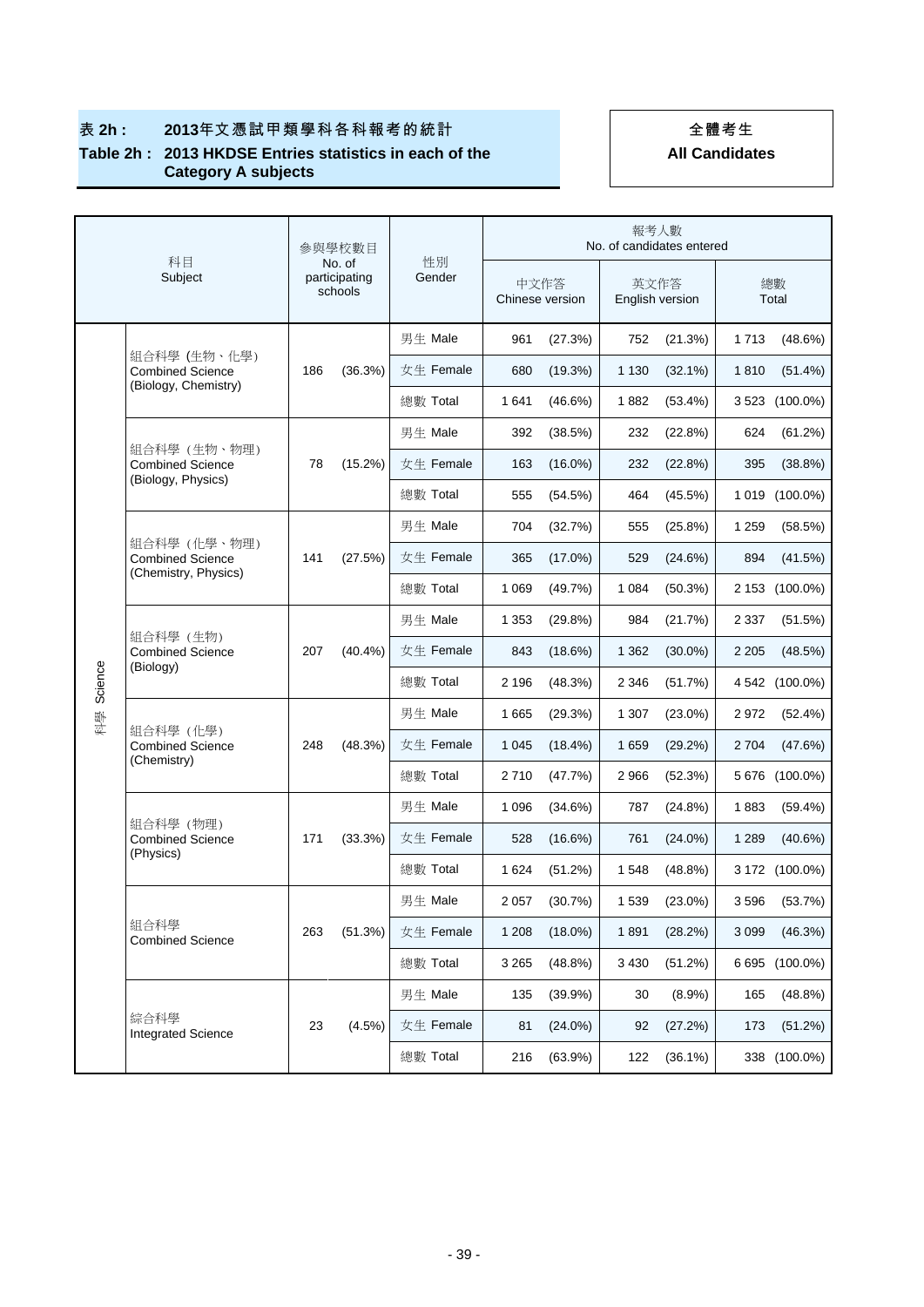# 表 2h : 2013年文憑試甲類學科各科報考的統計

## Table 2h : 2013 HKDSE Entries statistics in each of the Category A subjects

**全體考生**
**All Candidates**

| | 科目 Subject | 參與學校數目 No. of participating schools | | 性別 Gender | 報考人數 No. of candidates entered | | | | | |
|---|---|---|---|---|---|---|---|---|---|---|
| | | | | | 中文作答 Chinese version | | 英文作答 English version | | 總數 Total | |
| 科學 Science | 組合科學 (生物、化學) Combined Science (Biology, Chemistry) | 186 | (36.3%) | 男生 Male | 961 | (27.3%) | 752 | (21.3%) | 1 713 | (48.6%) |
| | | | | 女生 Female | 680 | (19.3%) | 1 130 | (32.1%) | 1 810 | (51.4%) |
| | | | | 總數 Total | 1 641 | (46.6%) | 1 882 | (53.4%) | 3 523 | (100.0%) |
| | 組合科學（生物、物理) Combined Science (Biology, Physics) | 78 | (15.2%) | 男生 Male | 392 | (38.5%) | 232 | (22.8%) | 624 | (61.2%) |
| | | | | 女生 Female | 163 | (16.0%) | 232 | (22.8%) | 395 | (38.8%) |
| | | | | 總數 Total | 555 | (54.5%) | 464 | (45.5%) | 1 019 | (100.0%) |
| | 組合科學（化學、物理) Combined Science (Chemistry, Physics) | 141 | (27.5%) | 男生 Male | 704 | (32.7%) | 555 | (25.8%) | 1 259 | (58.5%) |
| | | | | 女生 Female | 365 | (17.0%) | 529 | (24.6%) | 894 | (41.5%) |
| | | | | 總數 Total | 1 069 | (49.7%) | 1 084 | (50.3%) | 2 153 | (100.0%) |
| | 組合科學（生物) Combined Science (Biology) | 207 | (40.4%) | 男生 Male | 1 353 | (29.8%) | 984 | (21.7%) | 2 337 | (51.5%) |
| | | | | 女生 Female | 843 | (18.6%) | 1 362 | (30.0%) | 2 205 | (48.5%) |
| | | | | 總數 Total | 2 196 | (48.3%) | 2 346 | (51.7%) | 4 542 | (100.0%) |
| | 組合科學（化學) Combined Science (Chemistry) | 248 | (48.3%) | 男生 Male | 1 665 | (29.3%) | 1 307 | (23.0%) | 2 972 | (52.4%) |
| | | | | 女生 Female | 1 045 | (18.4%) | 1 659 | (29.2%) | 2 704 | (47.6%) |
| | | | | 總數 Total | 2 710 | (47.7%) | 2 966 | (52.3%) | 5 676 | (100.0%) |
| | 組合科學（物理) Combined Science (Physics) | 171 | (33.3%) | 男生 Male | 1 096 | (34.6%) | 787 | (24.8%) | 1 883 | (59.4%) |
| | | | | 女生 Female | 528 | (16.6%) | 761 | (24.0%) | 1 289 | (40.6%) |
| | | | | 總數 Total | 1 624 | (51.2%) | 1 548 | (48.8%) | 3 172 | (100.0%) |
| | 組合科學 Combined Science | 263 | (51.3%) | 男生 Male | 2 057 | (30.7%) | 1 539 | (23.0%) | 3 596 | (53.7%) |
| | | | | 女生 Female | 1 208 | (18.0%) | 1 891 | (28.2%) | 3 099 | (46.3%) |
| | | | | 總數 Total | 3 265 | (48.8%) | 3 430 | (51.2%) | 6 695 | (100.0%) |
| | 綜合科學 Integrated Science | 23 | (4.5%) | 男生 Male | 135 | (39.9%) | 30 | (8.9%) | 165 | (48.8%) |
| | | | | 女生 Female | 81 | (24.0%) | 92 | (27.2%) | 173 | (51.2%) |
| | | | | 總數 Total | 216 | (63.9%) | 122 | (36.1%) | 338 | (100.0%) |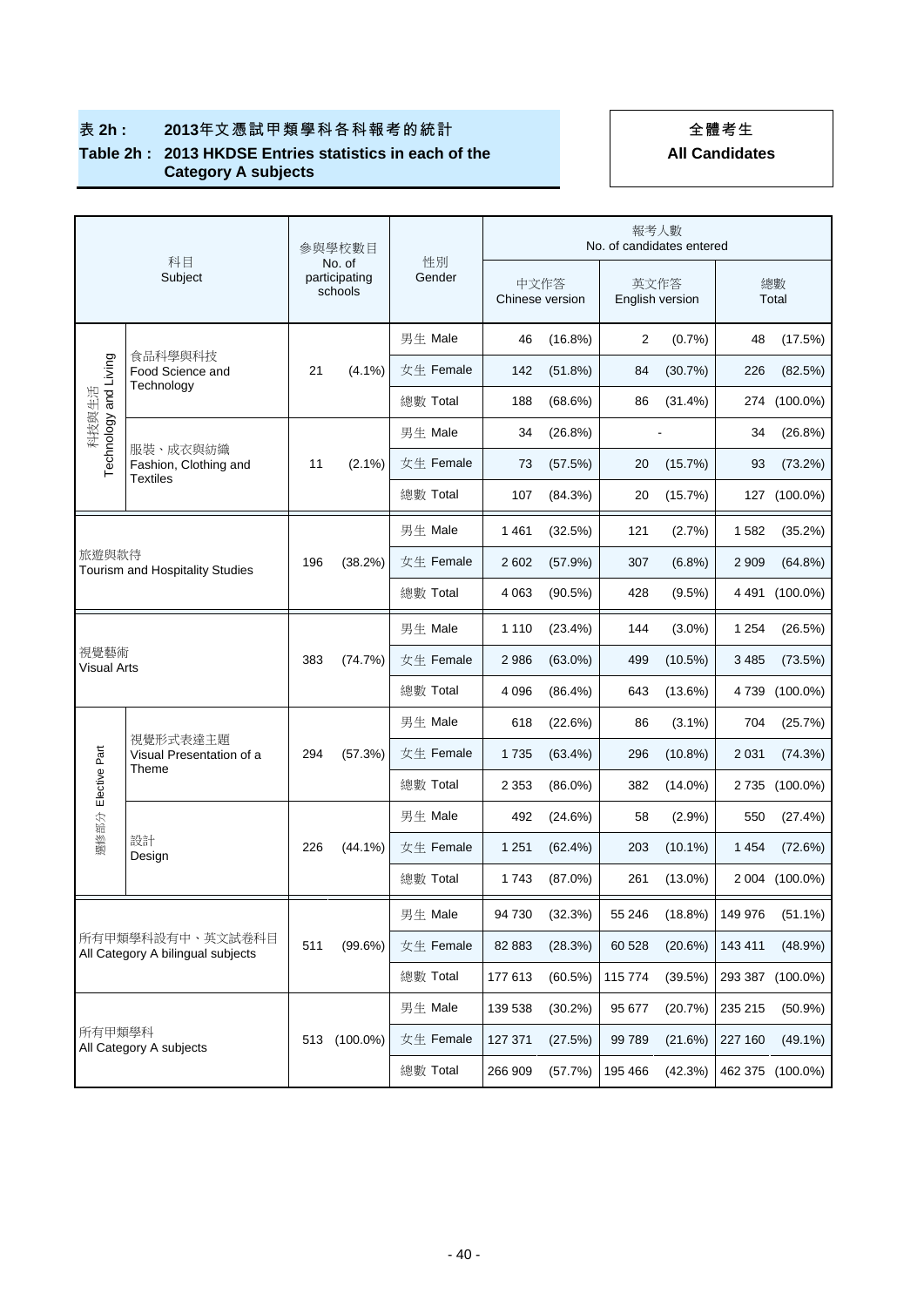**表 2h : 2013年文憑試甲類學科各科報考的統計**

**Table 2h : 2013 HKDSE Entries statistics in each of the Category A subjects**

**全體考生**

**All Candidates**

| 科目 Subject | | 參與學校數目 No. of participating schools | | 性別 Gender | 報考人數 No. of candidates entered | | | | | |
|---|---|---|---|---|---|---|---|---|---|---|
| | | | | | 中文作答 Chinese version | | 英文作答 English version | | 總數 Total | |
| 科技與生活 Technology and Living | 食品科學與科技 Food Science and Technology | 21 | (4.1%) | 男生 Male | 46 | (16.8%) | 2 | (0.7%) | 48 | (17.5%) |
| | | | | 女生 Female | 142 | (51.8%) | 84 | (30.7%) | 226 | (82.5%) |
| | | | | 總數 Total | 188 | (68.6%) | 86 | (31.4%) | 274 | (100.0%) |
| | 服裝、成衣與紡織 Fashion, Clothing and Textiles | 11 | (2.1%) | 男生 Male | 34 | (26.8%) | - | | 34 | (26.8%) |
| | | | | 女生 Female | 73 | (57.5%) | 20 | (15.7%) | 93 | (73.2%) |
| | | | | 總數 Total | 107 | (84.3%) | 20 | (15.7%) | 127 | (100.0%) |
| 旅遊與款待 Tourism and Hospitality Studies | | 196 | (38.2%) | 男生 Male | 1 461 | (32.5%) | 121 | (2.7%) | 1 582 | (35.2%) |
| | | | | 女生 Female | 2 602 | (57.9%) | 307 | (6.8%) | 2 909 | (64.8%) |
| | | | | 總數 Total | 4 063 | (90.5%) | 428 | (9.5%) | 4 491 | (100.0%) |
| 視覺藝術 Visual Arts | | 383 | (74.7%) | 男生 Male | 1 110 | (23.4%) | 144 | (3.0%) | 1 254 | (26.5%) |
| | | | | 女生 Female | 2 986 | (63.0%) | 499 | (10.5%) | 3 485 | (73.5%) |
| | | | | 總數 Total | 4 096 | (86.4%) | 643 | (13.6%) | 4 739 | (100.0%) |
| 選修部分 Elective Part | 視覺形式表達主題 Visual Presentation of a Theme | 294 | (57.3%) | 男生 Male | 618 | (22.6%) | 86 | (3.1%) | 704 | (25.7%) |
| | | | | 女生 Female | 1 735 | (63.4%) | 296 | (10.8%) | 2 031 | (74.3%) |
| | | | | 總數 Total | 2 353 | (86.0%) | 382 | (14.0%) | 2 735 | (100.0%) |
| | 設計 Design | 226 | (44.1%) | 男生 Male | 492 | (24.6%) | 58 | (2.9%) | 550 | (27.4%) |
| | | | | 女生 Female | 1 251 | (62.4%) | 203 | (10.1%) | 1 454 | (72.6%) |
| | | | | 總數 Total | 1 743 | (87.0%) | 261 | (13.0%) | 2 004 | (100.0%) |
| 所有甲類學科設有中、英文試卷科目 All Category A bilingual subjects | | 511 | (99.6%) | 男生 Male | 94 730 | (32.3%) | 55 246 | (18.8%) | 149 976 | (51.1%) |
| | | | | 女生 Female | 82 883 | (28.3%) | 60 528 | (20.6%) | 143 411 | (48.9%) |
| | | | | 總數 Total | 177 613 | (60.5%) | 115 774 | (39.5%) | 293 387 | (100.0%) |
| 所有甲類學科 All Category A subjects | | 513 | (100.0%) | 男生 Male | 139 538 | (30.2%) | 95 677 | (20.7%) | 235 215 | (50.9%) |
| | | | | 女生 Female | 127 371 | (27.5%) | 99 789 | (21.6%) | 227 160 | (49.1%) |
| | | | | 總數 Total | 266 909 | (57.7%) | 195 466 | (42.3%) | 462 375 | (100.0%) |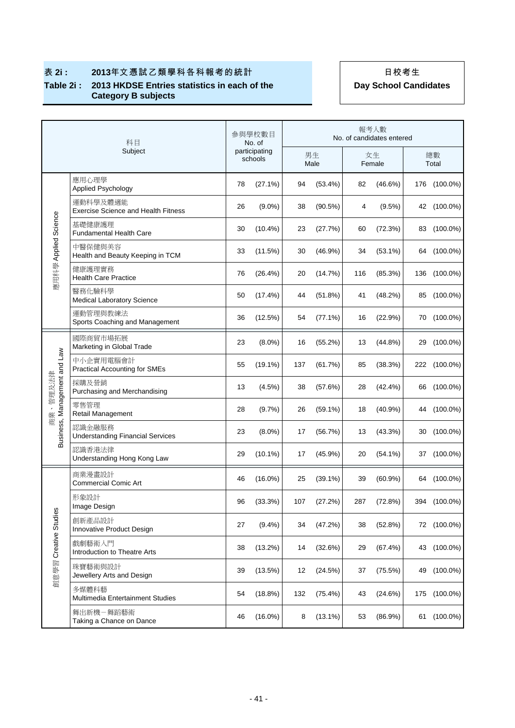**表 2i : 2013年文憑試乙類學科各科報考的統計**

**Table 2i : 2013 HKDSE Entries statistics in each of the Category B subjects**

**日校考生**

**Day School Candidates**

| 科目 Subject | | 參與學校數目 No. of participating schools | | 報考人數 No. of candidates entered | | | | | |
|---|---|---|---|---|---|---|---|---|---|
| | | | | 男生 Male | | 女生 Female | | 總數 Total | |
| 應用科學 Applied Science | 應用心理學 Applied Psychology | 78 | (27.1%) | 94 | (53.4%) | 82 | (46.6%) | 176 | (100.0%) |
| | 運動科學及體適能 Exercise Science and Health Fitness | 26 | (9.0%) | 38 | (90.5%) | 4 | (9.5%) | 42 | (100.0%) |
| | 基礎健康護理 Fundamental Health Care | 30 | (10.4%) | 23 | (27.7%) | 60 | (72.3%) | 83 | (100.0%) |
| | 中醫保健與美容 Health and Beauty Keeping in TCM | 33 | (11.5%) | 30 | (46.9%) | 34 | (53.1%) | 64 | (100.0%) |
| | 健康護理實務 Health Care Practice | 76 | (26.4%) | 20 | (14.7%) | 116 | (85.3%) | 136 | (100.0%) |
| | 醫務化驗科學 Medical Laboratory Science | 50 | (17.4%) | 44 | (51.8%) | 41 | (48.2%) | 85 | (100.0%) |
| | 運動管理與教練法 Sports Coaching and Management | 36 | (12.5%) | 54 | (77.1%) | 16 | (22.9%) | 70 | (100.0%) |
| 商業、管理及法律 Business, Management and Law | 國際商貿市場拓展 Marketing in Global Trade | 23 | (8.0%) | 16 | (55.2%) | 13 | (44.8%) | 29 | (100.0%) |
| | 中小企實用電腦會計 Practical Accounting for SMEs | 55 | (19.1%) | 137 | (61.7%) | 85 | (38.3%) | 222 | (100.0%) |
| | 採購及營銷 Purchasing and Merchandising | 13 | (4.5%) | 38 | (57.6%) | 28 | (42.4%) | 66 | (100.0%) |
| | 零售管理 Retail Management | 28 | (9.7%) | 26 | (59.1%) | 18 | (40.9%) | 44 | (100.0%) |
| | 認識金融服務 Understanding Financial Services | 23 | (8.0%) | 17 | (56.7%) | 13 | (43.3%) | 30 | (100.0%) |
| | 認識香港法律 Understanding Hong Kong Law | 29 | (10.1%) | 17 | (45.9%) | 20 | (54.1%) | 37 | (100.0%) |
| 創意學習 Creative Studies | 商業漫畫設計 Commercial Comic Art | 46 | (16.0%) | 25 | (39.1%) | 39 | (60.9%) | 64 | (100.0%) |
| | 形象設計 Image Design | 96 | (33.3%) | 107 | (27.2%) | 287 | (72.8%) | 394 | (100.0%) |
| | 創新產品設計 Innovative Product Design | 27 | (9.4%) | 34 | (47.2%) | 38 | (52.8%) | 72 | (100.0%) |
| | 戲劇藝術入門 Introduction to Theatre Arts | 38 | (13.2%) | 14 | (32.6%) | 29 | (67.4%) | 43 | (100.0%) |
| | 珠寶藝術與設計 Jewellery Arts and Design | 39 | (13.5%) | 12 | (24.5%) | 37 | (75.5%) | 49 | (100.0%) |
| | 多媒體科藝 Multimedia Entertainment Studies | 54 | (18.8%) | 132 | (75.4%) | 43 | (24.6%) | 175 | (100.0%) |
| | 舞出新機－舞蹈藝術 Taking a Chance on Dance | 46 | (16.0%) | 8 | (13.1%) | 53 | (86.9%) | 61 | (100.0%) |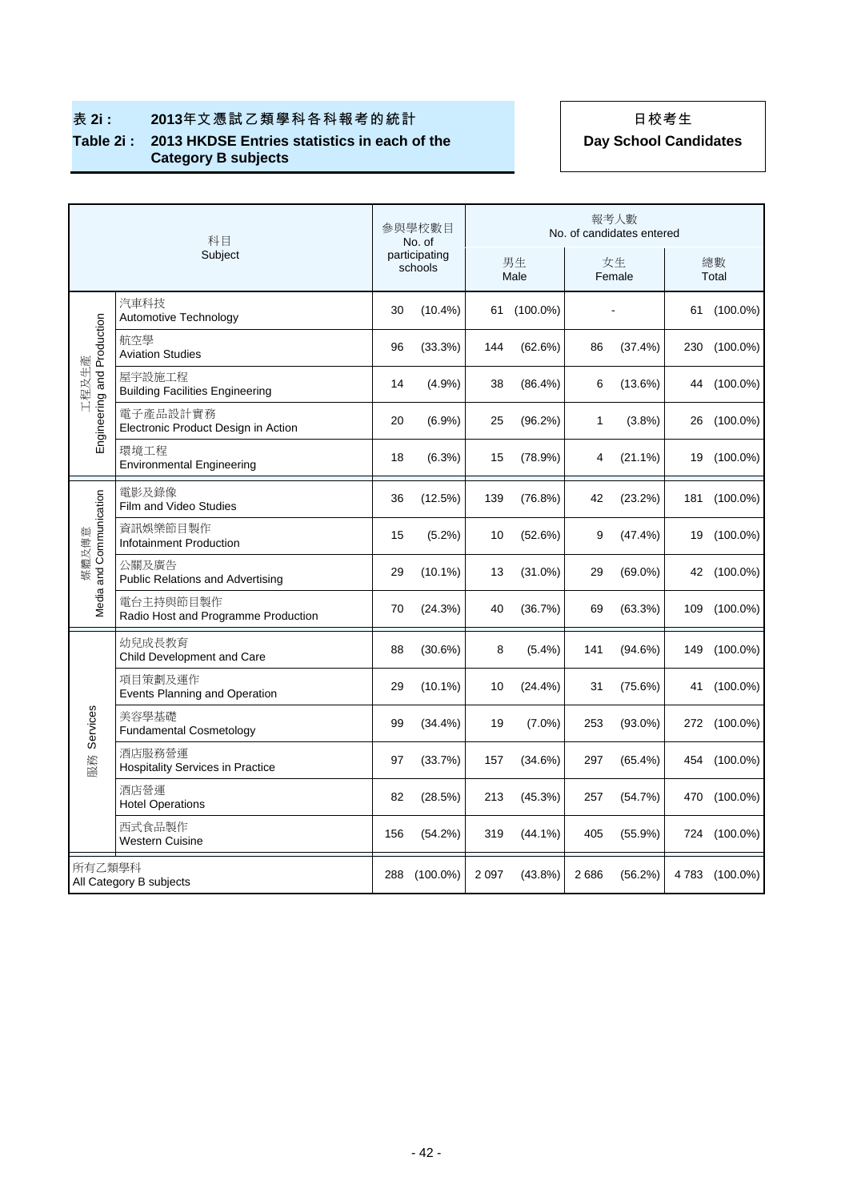**表 2i : 2013年文憑試乙類學科各科報考的統計**

**Table 2i : 2013 HKDSE Entries statistics in each of the Category B subjects**

**日校考生**

**Day School Candidates**

| 科目 Subject | | 參與學校數目 No. of participating schools | | 報考人數 No. of candidates entered | | | | | |
|---|---|---|---|---|---|---|---|---|---|
| | | | | 男生 Male | | 女生 Female | | 總數 Total | |
| 工程及生產 Engineering and Production | 汽車科技 Automotive Technology | 30 | (10.4%) | 61 | (100.0%) | - | | 61 | (100.0%) |
| | 航空學 Aviation Studies | 96 | (33.3%) | 144 | (62.6%) | 86 | (37.4%) | 230 | (100.0%) |
| | 屋宇設施工程 Building Facilities Engineering | 14 | (4.9%) | 38 | (86.4%) | 6 | (13.6%) | 44 | (100.0%) |
| | 電子產品設計實務 Electronic Product Design in Action | 20 | (6.9%) | 25 | (96.2%) | 1 | (3.8%) | 26 | (100.0%) |
| | 環境工程 Environmental Engineering | 18 | (6.3%) | 15 | (78.9%) | 4 | (21.1%) | 19 | (100.0%) |
| 媒體及傳意 Media and Communication | 電影及錄像 Film and Video Studies | 36 | (12.5%) | 139 | (76.8%) | 42 | (23.2%) | 181 | (100.0%) |
| | 資訊娛樂節目製作 Infotainment Production | 15 | (5.2%) | 10 | (52.6%) | 9 | (47.4%) | 19 | (100.0%) |
| | 公關及廣告 Public Relations and Advertising | 29 | (10.1%) | 13 | (31.0%) | 29 | (69.0%) | 42 | (100.0%) |
| | 電台主持與節目製作 Radio Host and Programme Production | 70 | (24.3%) | 40 | (36.7%) | 69 | (63.3%) | 109 | (100.0%) |
| 服務 Services | 幼兒成長教育 Child Development and Care | 88 | (30.6%) | 8 | (5.4%) | 141 | (94.6%) | 149 | (100.0%) |
| | 項目策劃及運作 Events Planning and Operation | 29 | (10.1%) | 10 | (24.4%) | 31 | (75.6%) | 41 | (100.0%) |
| | 美容學基礎 Fundamental Cosmetology | 99 | (34.4%) | 19 | (7.0%) | 253 | (93.0%) | 272 | (100.0%) |
| | 酒店服務營運 Hospitality Services in Practice | 97 | (33.7%) | 157 | (34.6%) | 297 | (65.4%) | 454 | (100.0%) |
| | 酒店營運 Hotel Operations | 82 | (28.5%) | 213 | (45.3%) | 257 | (54.7%) | 470 | (100.0%) |
| | 西式食品製作 Western Cuisine | 156 | (54.2%) | 319 | (44.1%) | 405 | (55.9%) | 724 | (100.0%) |
| 所有乙類學科 All Category B subjects | | 288 | (100.0%) | 2 097 | (43.8%) | 2 686 | (56.2%) | 4 783 | (100.0%) |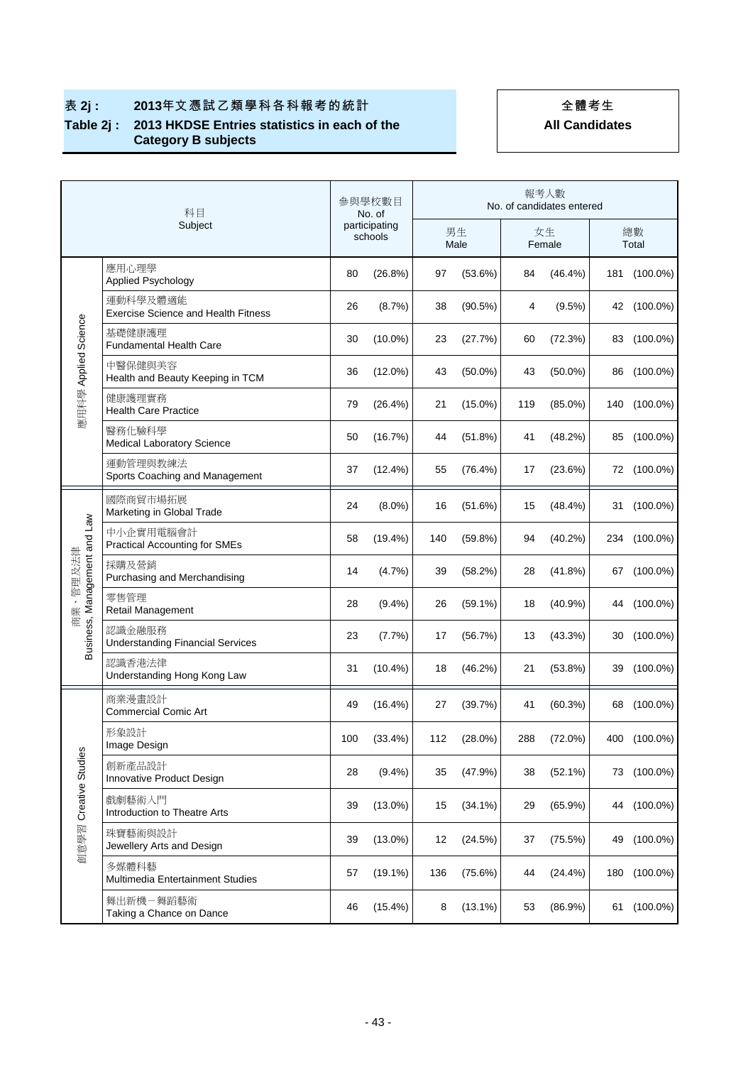**表 2j : 2013年文憑試乙類學科各科報考的統計**

**Table 2j : 2013 HKDSE Entries statistics in each of the Category B subjects**

**全體考生**
**All Candidates**

| 科目 Subject | | 參與學校數目 No. of participating schools | | 報考人數 No. of candidates entered | | | | | |
|---|---|---|---|---|---|---|---|---|---|
| | | | | 男生 Male | | 女生 Female | | 總數 Total | |
| 應用科學 Applied Science | 應用心理學 Applied Psychology | 80 | (26.8%) | 97 | (53.6%) | 84 | (46.4%) | 181 | (100.0%) |
| | 運動科學及體適能 Exercise Science and Health Fitness | 26 | (8.7%) | 38 | (90.5%) | 4 | (9.5%) | 42 | (100.0%) |
| | 基礎健康護理 Fundamental Health Care | 30 | (10.0%) | 23 | (27.7%) | 60 | (72.3%) | 83 | (100.0%) |
| | 中醫保健與美容 Health and Beauty Keeping in TCM | 36 | (12.0%) | 43 | (50.0%) | 43 | (50.0%) | 86 | (100.0%) |
| | 健康護理實務 Health Care Practice | 79 | (26.4%) | 21 | (15.0%) | 119 | (85.0%) | 140 | (100.0%) |
| | 醫務化驗科學 Medical Laboratory Science | 50 | (16.7%) | 44 | (51.8%) | 41 | (48.2%) | 85 | (100.0%) |
| | 運動管理與教練法 Sports Coaching and Management | 37 | (12.4%) | 55 | (76.4%) | 17 | (23.6%) | 72 | (100.0%) |
| 商業、管理及法律 Business, Management and Law | 國際商貿市場拓展 Marketing in Global Trade | 24 | (8.0%) | 16 | (51.6%) | 15 | (48.4%) | 31 | (100.0%) |
| | 中小企實用電腦會計 Practical Accounting for SMEs | 58 | (19.4%) | 140 | (59.8%) | 94 | (40.2%) | 234 | (100.0%) |
| | 採購及營銷 Purchasing and Merchandising | 14 | (4.7%) | 39 | (58.2%) | 28 | (41.8%) | 67 | (100.0%) |
| | 零售管理 Retail Management | 28 | (9.4%) | 26 | (59.1%) | 18 | (40.9%) | 44 | (100.0%) |
| | 認識金融服務 Understanding Financial Services | 23 | (7.7%) | 17 | (56.7%) | 13 | (43.3%) | 30 | (100.0%) |
| | 認識香港法律 Understanding Hong Kong Law | 31 | (10.4%) | 18 | (46.2%) | 21 | (53.8%) | 39 | (100.0%) |
| 創意學習 Creative Studies | 商業漫畫設計 Commercial Comic Art | 49 | (16.4%) | 27 | (39.7%) | 41 | (60.3%) | 68 | (100.0%) |
| | 形象設計 Image Design | 100 | (33.4%) | 112 | (28.0%) | 288 | (72.0%) | 400 | (100.0%) |
| | 創新產品設計 Innovative Product Design | 28 | (9.4%) | 35 | (47.9%) | 38 | (52.1%) | 73 | (100.0%) |
| | 戲劇藝術入門 Introduction to Theatre Arts | 39 | (13.0%) | 15 | (34.1%) | 29 | (65.9%) | 44 | (100.0%) |
| | 珠寶藝術與設計 Jewellery Arts and Design | 39 | (13.0%) | 12 | (24.5%) | 37 | (75.5%) | 49 | (100.0%) |
| | 多媒體科藝 Multimedia Entertainment Studies | 57 | (19.1%) | 136 | (75.6%) | 44 | (24.4%) | 180 | (100.0%) |
| | 舞出新機－舞蹈藝術 Taking a Chance on Dance | 46 | (15.4%) | 8 | (13.1%) | 53 | (86.9%) | 61 | (100.0%) |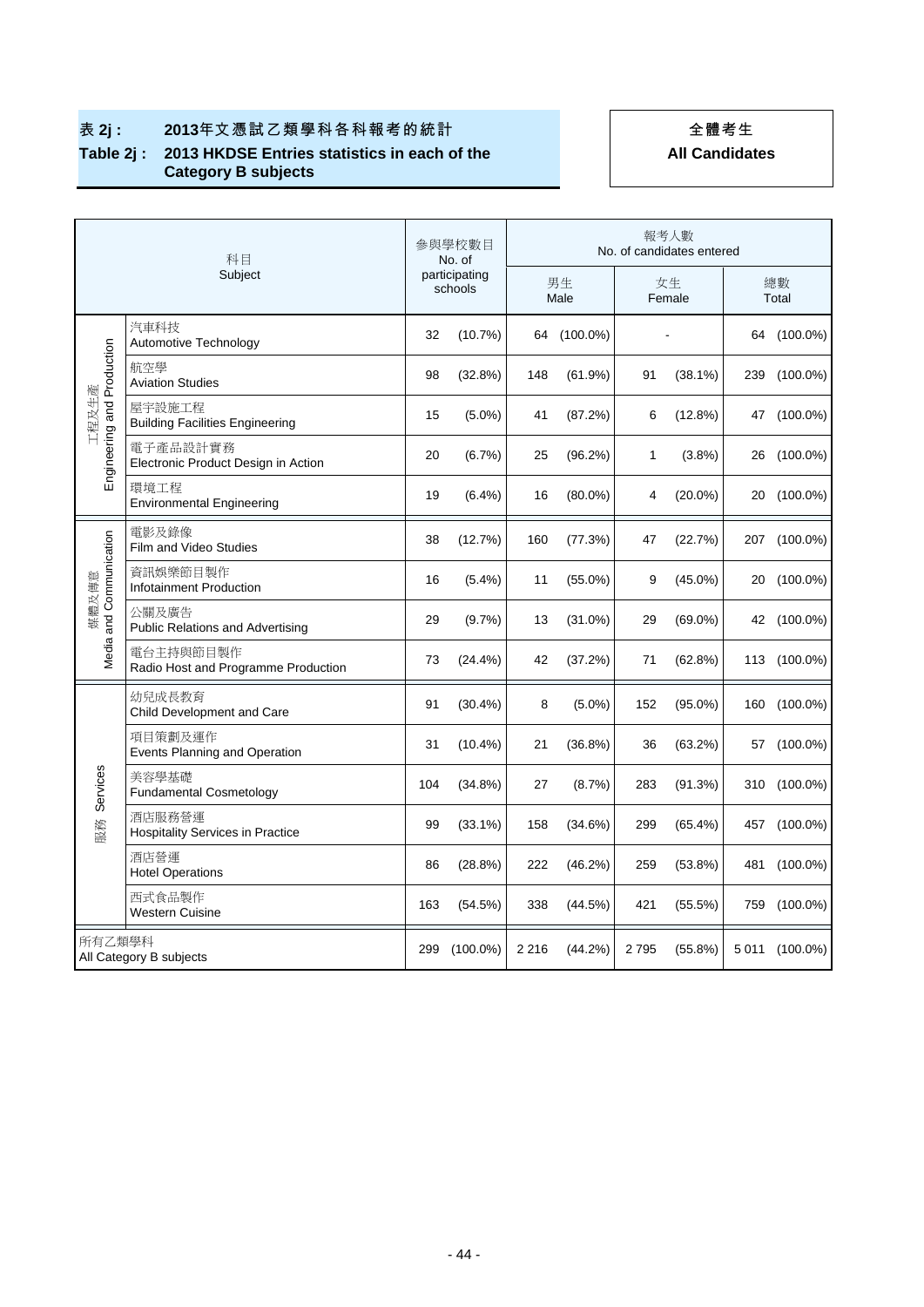# 表 2j : 2013年文憑試乙類學科各科報考的統計

## Table 2j : 2013 HKDSE Entries statistics in each of the Category B subjects

**全體考生**
**All Candidates**

| 科目 Subject | | 參與學校數目 No. of participating schools | | 報考人數 No. of candidates entered | | | | | |
|---|---|---|---|---|---|---|---|---|---|
| | | | | 男生 Male | | 女生 Female | | 總數 Total | |
| 工程及生產 Engineering and Production | 汽車科技 Automotive Technology | 32 | (10.7%) | 64 | (100.0%) | - | | 64 | (100.0%) |
| | 航空學 Aviation Studies | 98 | (32.8%) | 148 | (61.9%) | 91 | (38.1%) | 239 | (100.0%) |
| | 屋宇設施工程 Building Facilities Engineering | 15 | (5.0%) | 41 | (87.2%) | 6 | (12.8%) | 47 | (100.0%) |
| | 電子產品設計實務 Electronic Product Design in Action | 20 | (6.7%) | 25 | (96.2%) | 1 | (3.8%) | 26 | (100.0%) |
| | 環境工程 Environmental Engineering | 19 | (6.4%) | 16 | (80.0%) | 4 | (20.0%) | 20 | (100.0%) |
| 媒體及傳意 Media and Communication | 電影及錄像 Film and Video Studies | 38 | (12.7%) | 160 | (77.3%) | 47 | (22.7%) | 207 | (100.0%) |
| | 資訊娛樂節目製作 Infotainment Production | 16 | (5.4%) | 11 | (55.0%) | 9 | (45.0%) | 20 | (100.0%) |
| | 公關及廣告 Public Relations and Advertising | 29 | (9.7%) | 13 | (31.0%) | 29 | (69.0%) | 42 | (100.0%) |
| | 電台主持與節目製作 Radio Host and Programme Production | 73 | (24.4%) | 42 | (37.2%) | 71 | (62.8%) | 113 | (100.0%) |
| 服務 Services | 幼兒成長教育 Child Development and Care | 91 | (30.4%) | 8 | (5.0%) | 152 | (95.0%) | 160 | (100.0%) |
| | 項目策劃及運作 Events Planning and Operation | 31 | (10.4%) | 21 | (36.8%) | 36 | (63.2%) | 57 | (100.0%) |
| | 美容學基礎 Fundamental Cosmetology | 104 | (34.8%) | 27 | (8.7%) | 283 | (91.3%) | 310 | (100.0%) |
| | 酒店服務營運 Hospitality Services in Practice | 99 | (33.1%) | 158 | (34.6%) | 299 | (65.4%) | 457 | (100.0%) |
| | 酒店營運 Hotel Operations | 86 | (28.8%) | 222 | (46.2%) | 259 | (53.8%) | 481 | (100.0%) |
| | 西式食品製作 Western Cuisine | 163 | (54.5%) | 338 | (44.5%) | 421 | (55.5%) | 759 | (100.0%) |
| 所有乙類學科 All Category B subjects | | 299 | (100.0%) | 2 216 | (44.2%) | 2 795 | (55.8%) | 5 011 | (100.0%) |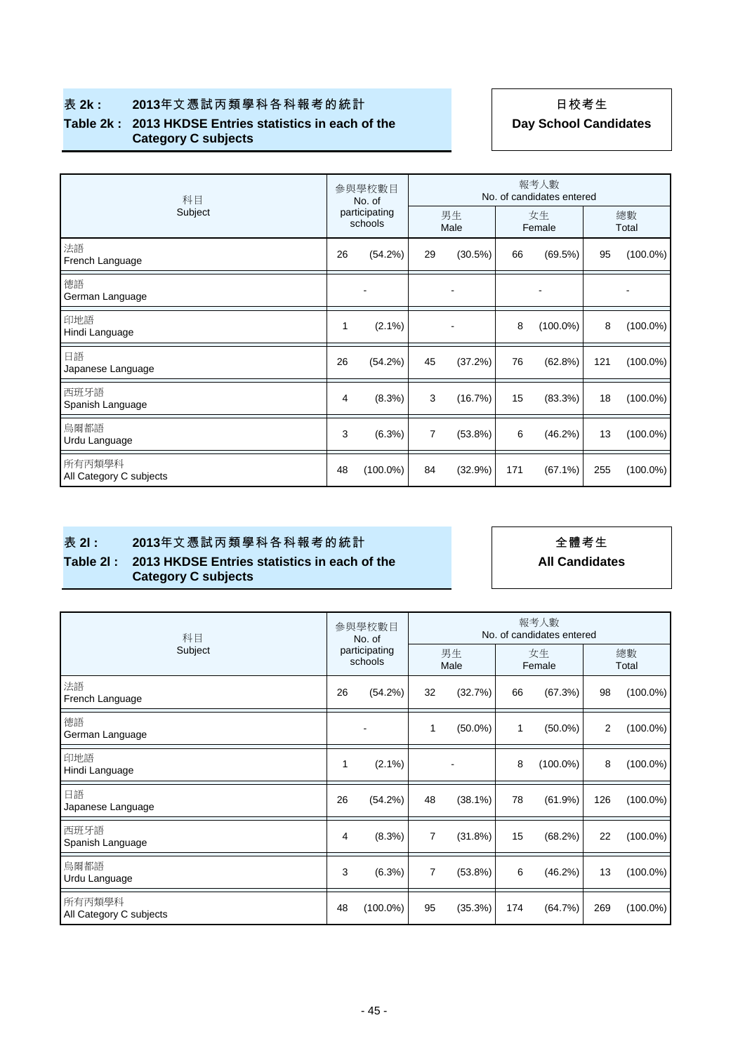**表 2k : 2013年文憑試丙類學科各科報考的統計**

**Table 2k : 2013 HKDSE Entries statistics in each of the Category C subjects**

**日校考生**

**Day School Candidates**

| 科目 Subject | 參與學校數目 No. of participating schools | | 報考人數 No. of candidates entered | | | | | |
|---|---|---|---|---|---|---|---|---|
| | | | 男生 Male | | 女生 Female | | 總數 Total | |
| 法語 French Language | 26 | (54.2%) | 29 | (30.5%) | 66 | (69.5%) | 95 | (100.0%) |
| 德語 German Language | | - | | - | | - | | - |
| 印地語 Hindi Language | 1 | (2.1%) | | - | 8 | (100.0%) | 8 | (100.0%) |
| 日語 Japanese Language | 26 | (54.2%) | 45 | (37.2%) | 76 | (62.8%) | 121 | (100.0%) |
| 西班牙語 Spanish Language | 4 | (8.3%) | 3 | (16.7%) | 15 | (83.3%) | 18 | (100.0%) |
| 烏爾都語 Urdu Language | 3 | (6.3%) | 7 | (53.8%) | 6 | (46.2%) | 13 | (100.0%) |
| 所有丙類學科 All Category C subjects | 48 | (100.0%) | 84 | (32.9%) | 171 | (67.1%) | 255 | (100.0%) |

**表 2l : 2013年文憑試丙類學科各科報考的統計**

**Table 2l : 2013 HKDSE Entries statistics in each of the Category C subjects**

**全體考生**

**All Candidates**

| 科目 Subject | 參與學校數目 No. of participating schools | | 報考人數 No. of candidates entered | | | | | |
|---|---|---|---|---|---|---|---|---|
| | | | 男生 Male | | 女生 Female | | 總數 Total | |
| 法語 French Language | 26 | (54.2%) | 32 | (32.7%) | 66 | (67.3%) | 98 | (100.0%) |
| 德語 German Language | | - | 1 | (50.0%) | 1 | (50.0%) | 2 | (100.0%) |
| 印地語 Hindi Language | 1 | (2.1%) | | - | 8 | (100.0%) | 8 | (100.0%) |
| 日語 Japanese Language | 26 | (54.2%) | 48 | (38.1%) | 78 | (61.9%) | 126 | (100.0%) |
| 西班牙語 Spanish Language | 4 | (8.3%) | 7 | (31.8%) | 15 | (68.2%) | 22 | (100.0%) |
| 烏爾都語 Urdu Language | 3 | (6.3%) | 7 | (53.8%) | 6 | (46.2%) | 13 | (100.0%) |
| 所有丙類學科 All Category C subjects | 48 | (100.0%) | 95 | (35.3%) | 174 | (64.7%) | 269 | (100.0%) |